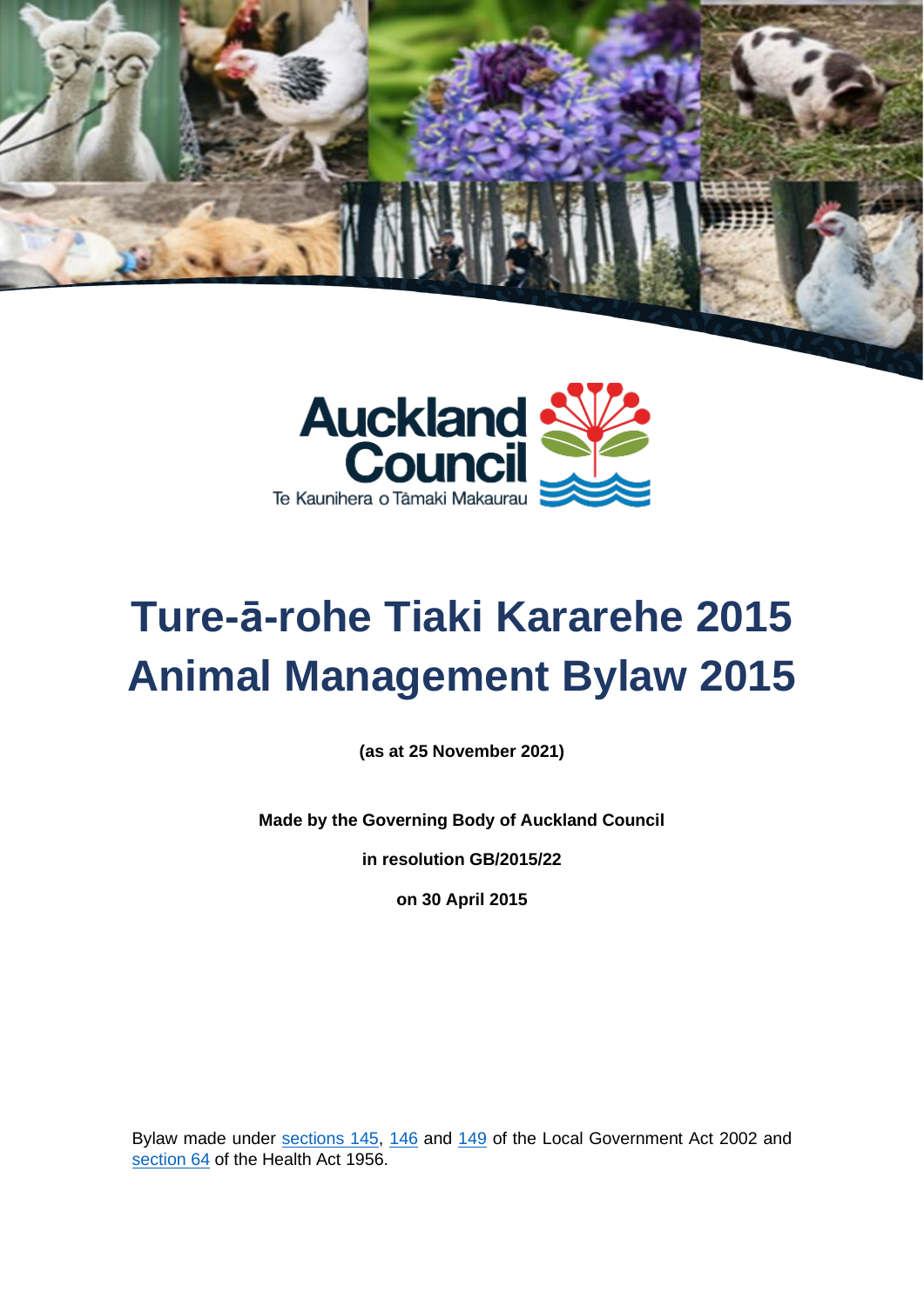Auckland Council
Te Kaunihera o Tāmaki Makaurau

# Ture-ā-rohe Tiaki Kararehe 2015
# Animal Management Bylaw 2015

**(as at 25 November 2021)**

**Made by the Governing Body of Auckland Council**

**in resolution GB/2015/22**

**on 30 April 2015**

Bylaw made under sections 145, 146 and 149 of the Local Government Act 2002 and section 64 of the Health Act 1956.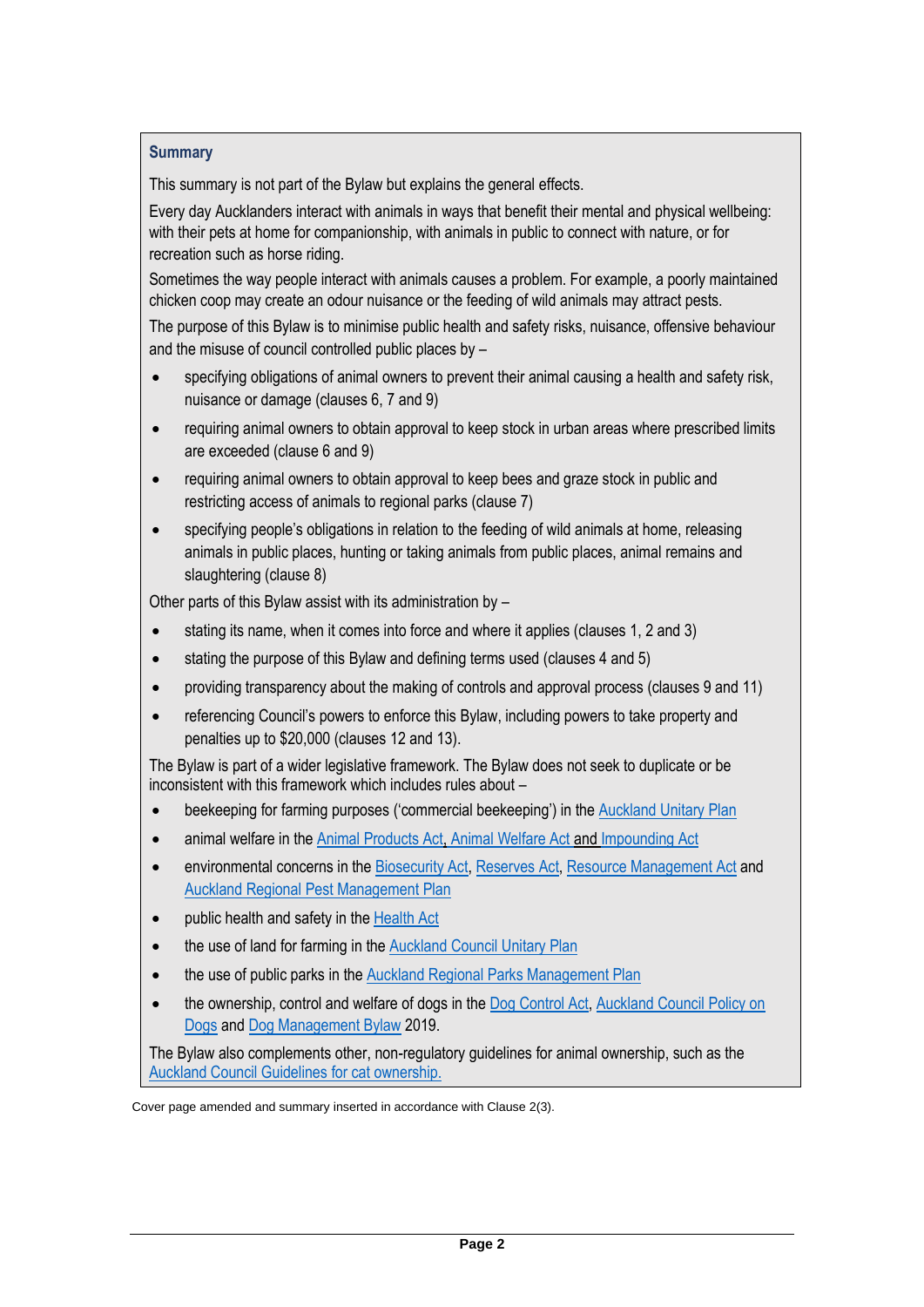### Summary

This summary is not part of the Bylaw but explains the general effects.

Every day Aucklanders interact with animals in ways that benefit their mental and physical wellbeing: with their pets at home for companionship, with animals in public to connect with nature, or for recreation such as horse riding.

Sometimes the way people interact with animals causes a problem. For example, a poorly maintained chicken coop may create an odour nuisance or the feeding of wild animals may attract pests.

The purpose of this Bylaw is to minimise public health and safety risks, nuisance, offensive behaviour and the misuse of council controlled public places by –

- specifying obligations of animal owners to prevent their animal causing a health and safety risk, nuisance or damage (clauses 6, 7 and 9)
- requiring animal owners to obtain approval to keep stock in urban areas where prescribed limits are exceeded (clause 6 and 9)
- requiring animal owners to obtain approval to keep bees and graze stock in public and restricting access of animals to regional parks (clause 7)
- specifying people's obligations in relation to the feeding of wild animals at home, releasing animals in public places, hunting or taking animals from public places, animal remains and slaughtering (clause 8)

Other parts of this Bylaw assist with its administration by –

- stating its name, when it comes into force and where it applies (clauses 1, 2 and 3)
- stating the purpose of this Bylaw and defining terms used (clauses 4 and 5)
- providing transparency about the making of controls and approval process (clauses 9 and 11)
- referencing Council's powers to enforce this Bylaw, including powers to take property and penalties up to $20,000 (clauses 12 and 13).

The Bylaw is part of a wider legislative framework. The Bylaw does not seek to duplicate or be inconsistent with this framework which includes rules about –

- beekeeping for farming purposes ('commercial beekeeping') in the Auckland Unitary Plan
- animal welfare in the Animal Products Act, Animal Welfare Act and Impounding Act
- environmental concerns in the Biosecurity Act, Reserves Act, Resource Management Act and Auckland Regional Pest Management Plan
- public health and safety in the Health Act
- the use of land for farming in the Auckland Council Unitary Plan
- the use of public parks in the Auckland Regional Parks Management Plan
- the ownership, control and welfare of dogs in the Dog Control Act, Auckland Council Policy on Dogs and Dog Management Bylaw 2019.

The Bylaw also complements other, non-regulatory guidelines for animal ownership, such as the Auckland Council Guidelines for cat ownership.

Cover page amended and summary inserted in accordance with Clause 2(3).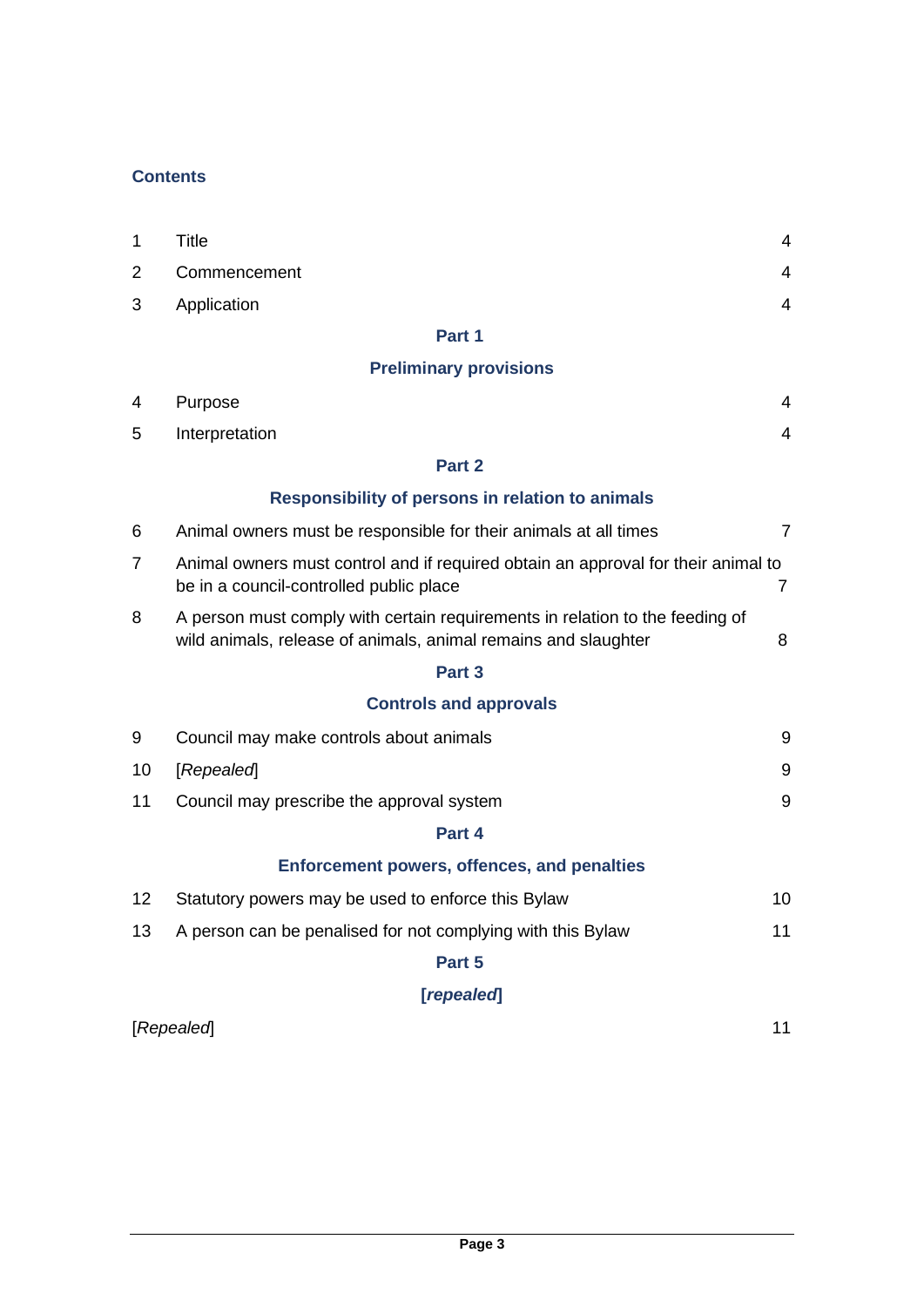## Contents

| | | |
|---|---|---|
| 1 | Title | 4 |
| 2 | Commencement | 4 |
| 3 | Application | 4 |
| | **Part 1** | |
| | **Preliminary provisions** | |
| 4 | Purpose | 4 |
| 5 | Interpretation | 4 |
| | **Part 2** | |
| | **Responsibility of persons in relation to animals** | |
| 6 | Animal owners must be responsible for their animals at all times | 7 |
| 7 | Animal owners must control and if required obtain an approval for their animal to be in a council-controlled public place | 7 |
| 8 | A person must comply with certain requirements in relation to the feeding of wild animals, release of animals, animal remains and slaughter | 8 |
| | **Part 3** | |
| | **Controls and approvals** | |
| 9 | Council may make controls about animals | 9 |
| 10 | [*Repealed*] | 9 |
| 11 | Council may prescribe the approval system | 9 |
| | **Part 4** | |
| | **Enforcement powers, offences, and penalties** | |
| 12 | Statutory powers may be used to enforce this Bylaw | 10 |
| 13 | A person can be penalised for not complying with this Bylaw | 11 |
| | **Part 5** | |
| | **[*repealed*]** | |
| [*Repealed*] | | 11 |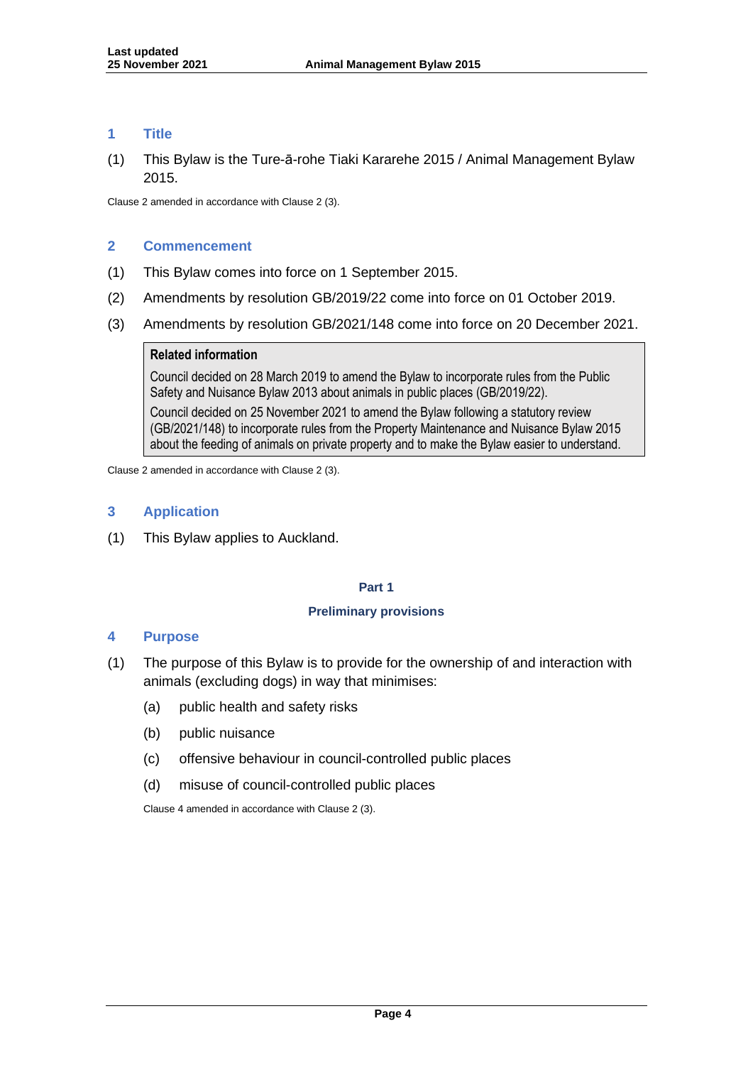## 1 Title

(1) This Bylaw is the Ture-ā-rohe Tiaki Kararehe 2015 / Animal Management Bylaw 2015.

Clause 2 amended in accordance with Clause 2 (3).

## 2 Commencement

(1) This Bylaw comes into force on 1 September 2015.

(2) Amendments by resolution GB/2019/22 come into force on 01 October 2019.

(3) Amendments by resolution GB/2021/148 come into force on 20 December 2021.

> **Related information**
>
> Council decided on 28 March 2019 to amend the Bylaw to incorporate rules from the Public Safety and Nuisance Bylaw 2013 about animals in public places (GB/2019/22).
>
> Council decided on 25 November 2021 to amend the Bylaw following a statutory review (GB/2021/148) to incorporate rules from the Property Maintenance and Nuisance Bylaw 2015 about the feeding of animals on private property and to make the Bylaw easier to understand.

Clause 2 amended in accordance with Clause 2 (3).

## 3 Application

(1) This Bylaw applies to Auckland.

# Part 1

# Preliminary provisions

## 4 Purpose

(1) The purpose of this Bylaw is to provide for the ownership of and interaction with animals (excluding dogs) in way that minimises:

- (a) public health and safety risks
- (b) public nuisance
- (c) offensive behaviour in council-controlled public places
- (d) misuse of council-controlled public places

Clause 4 amended in accordance with Clause 2 (3).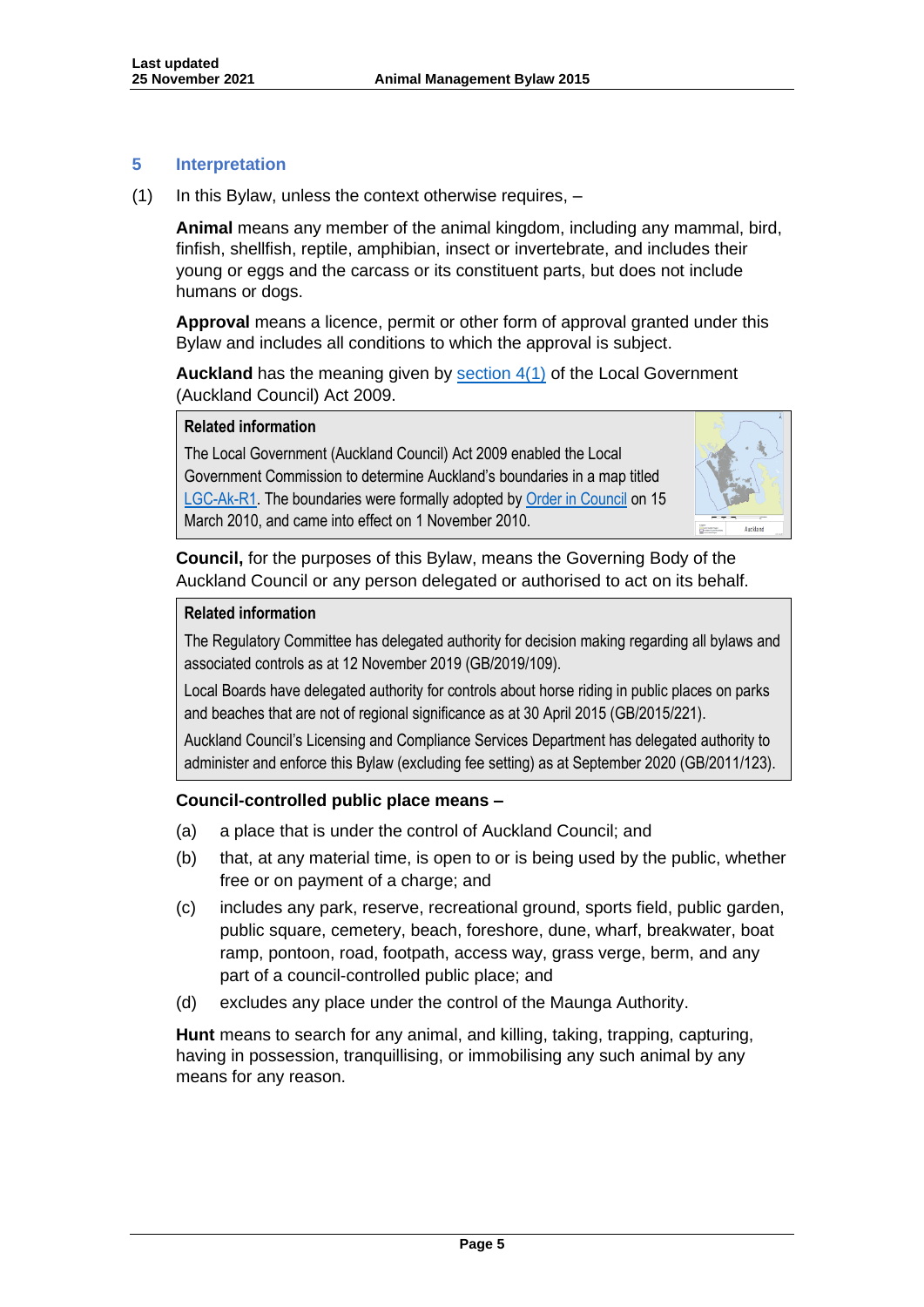## 5 Interpretation

(1) In this Bylaw, unless the context otherwise requires, –

**Animal** means any member of the animal kingdom, including any mammal, bird, finfish, shellfish, reptile, amphibian, insect or invertebrate, and includes their young or eggs and the carcass or its constituent parts, but does not include humans or dogs.

**Approval** means a licence, permit or other form of approval granted under this Bylaw and includes all conditions to which the approval is subject.

**Auckland** has the meaning given by section 4(1) of the Local Government (Auckland Council) Act 2009.

> **Related information**
>
> The Local Government (Auckland Council) Act 2009 enabled the Local Government Commission to determine Auckland's boundaries in a map titled LGC-Ak-R1. The boundaries were formally adopted by Order in Council on 15 March 2010, and came into effect on 1 November 2010.

**Council,** for the purposes of this Bylaw, means the Governing Body of the Auckland Council or any person delegated or authorised to act on its behalf.

> **Related information**
>
> The Regulatory Committee has delegated authority for decision making regarding all bylaws and associated controls as at 12 November 2019 (GB/2019/109).
>
> Local Boards have delegated authority for controls about horse riding in public places on parks and beaches that are not of regional significance as at 30 April 2015 (GB/2015/221).
>
> Auckland Council's Licensing and Compliance Services Department has delegated authority to administer and enforce this Bylaw (excluding fee setting) as at September 2020 (GB/2011/123).

**Council-controlled public place means –**

(a) a place that is under the control of Auckland Council; and

(b) that, at any material time, is open to or is being used by the public, whether free or on payment of a charge; and

(c) includes any park, reserve, recreational ground, sports field, public garden, public square, cemetery, beach, foreshore, dune, wharf, breakwater, boat ramp, pontoon, road, footpath, access way, grass verge, berm, and any part of a council-controlled public place; and

(d) excludes any place under the control of the Maunga Authority.

**Hunt** means to search for any animal, and killing, taking, trapping, capturing, having in possession, tranquillising, or immobilising any such animal by any means for any reason.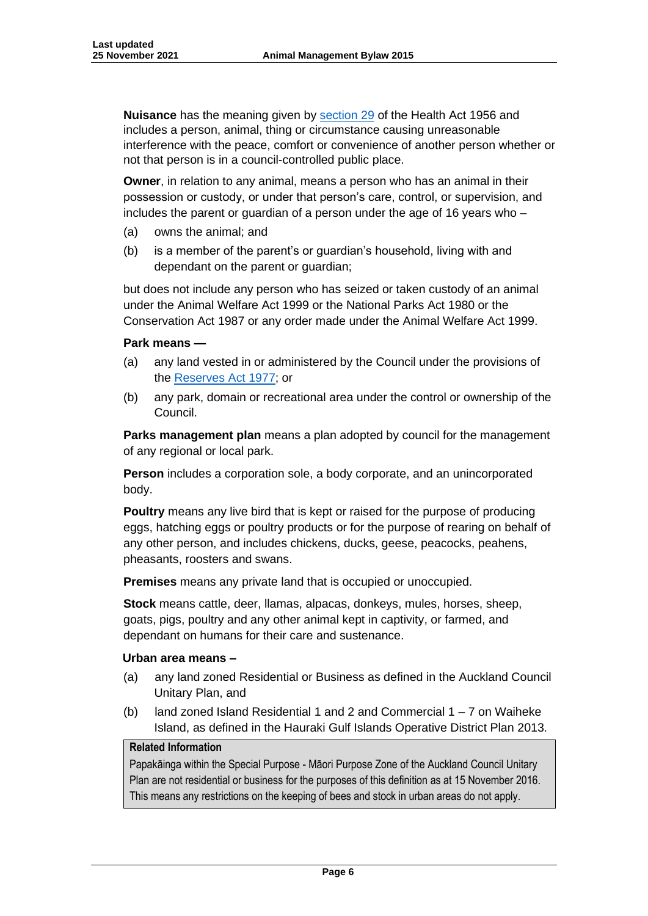**Nuisance** has the meaning given by [section 29](#) of the Health Act 1956 and includes a person, animal, thing or circumstance causing unreasonable interference with the peace, comfort or convenience of another person whether or not that person is in a council-controlled public place.

**Owner**, in relation to any animal, means a person who has an animal in their possession or custody, or under that person's care, control, or supervision, and includes the parent or guardian of a person under the age of 16 years who –

(a) owns the animal; and

(b) is a member of the parent's or guardian's household, living with and dependant on the parent or guardian;

but does not include any person who has seized or taken custody of an animal under the Animal Welfare Act 1999 or the National Parks Act 1980 or the Conservation Act 1987 or any order made under the Animal Welfare Act 1999.

**Park means —**

(a) any land vested in or administered by the Council under the provisions of the [Reserves Act 1977](#); or

(b) any park, domain or recreational area under the control or ownership of the Council.

**Parks management plan** means a plan adopted by council for the management of any regional or local park.

**Person** includes a corporation sole, a body corporate, and an unincorporated body.

**Poultry** means any live bird that is kept or raised for the purpose of producing eggs, hatching eggs or poultry products or for the purpose of rearing on behalf of any other person, and includes chickens, ducks, geese, peacocks, peahens, pheasants, roosters and swans.

**Premises** means any private land that is occupied or unoccupied.

**Stock** means cattle, deer, llamas, alpacas, donkeys, mules, horses, sheep, goats, pigs, poultry and any other animal kept in captivity, or farmed, and dependant on humans for their care and sustenance.

**Urban area means –**

(a) any land zoned Residential or Business as defined in the Auckland Council Unitary Plan, and

(b) land zoned Island Residential 1 and 2 and Commercial 1 – 7 on Waiheke Island, as defined in the Hauraki Gulf Islands Operative District Plan 2013.

> **Related Information**
>
> Papakāinga within the Special Purpose - Māori Purpose Zone of the Auckland Council Unitary Plan are not residential or business for the purposes of this definition as at 15 November 2016. This means any restrictions on the keeping of bees and stock in urban areas do not apply.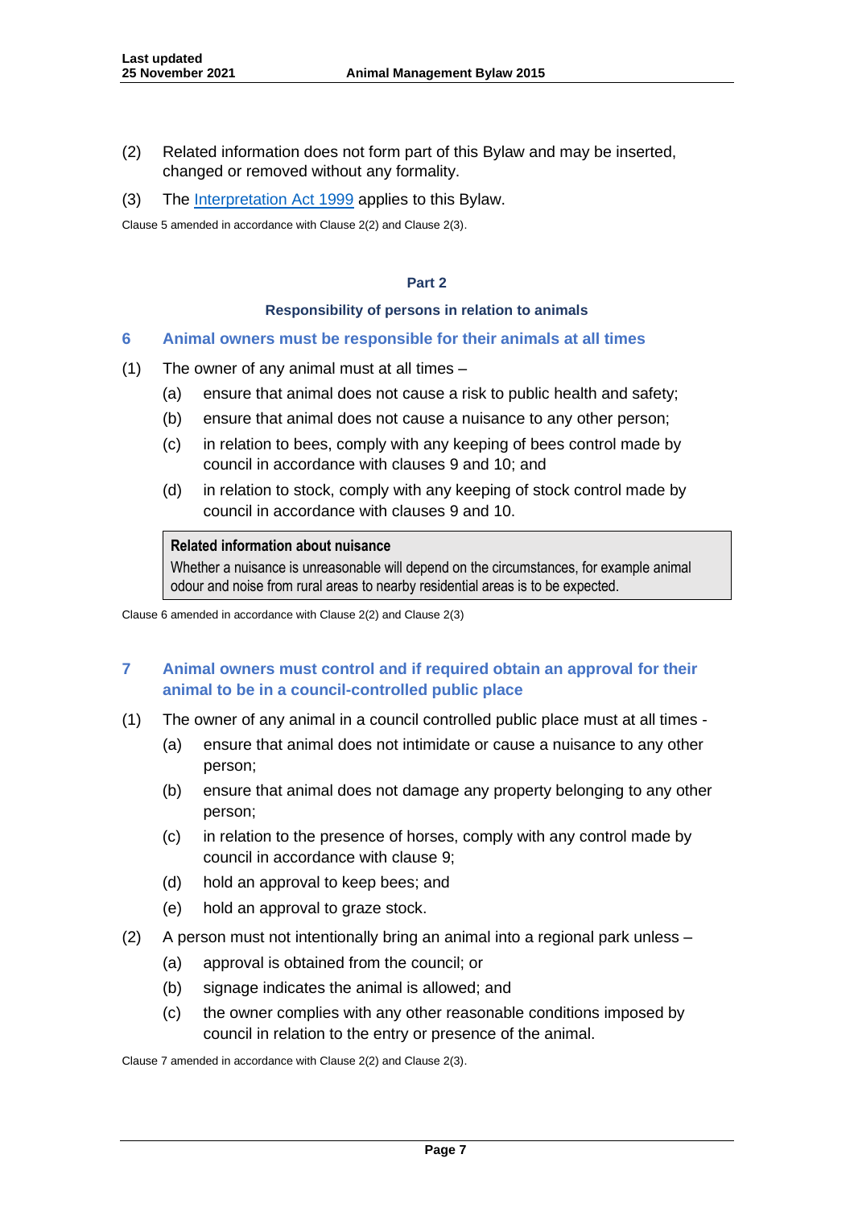(2) Related information does not form part of this Bylaw and may be inserted, changed or removed without any formality.

(3) The [Interpretation Act 1999](#) applies to this Bylaw.

Clause 5 amended in accordance with Clause 2(2) and Clause 2(3).

## Part 2

### Responsibility of persons in relation to animals

### 6 Animal owners must be responsible for their animals at all times

(1) The owner of any animal must at all times –

- (a) ensure that animal does not cause a risk to public health and safety;
- (b) ensure that animal does not cause a nuisance to any other person;
- (c) in relation to bees, comply with any keeping of bees control made by council in accordance with clauses 9 and 10; and
- (d) in relation to stock, comply with any keeping of stock control made by council in accordance with clauses 9 and 10.

> **Related information about nuisance**
> Whether a nuisance is unreasonable will depend on the circumstances, for example animal odour and noise from rural areas to nearby residential areas is to be expected.

Clause 6 amended in accordance with Clause 2(2) and Clause 2(3)

### 7 Animal owners must control and if required obtain an approval for their animal to be in a council-controlled public place

(1) The owner of any animal in a council controlled public place must at all times -

- (a) ensure that animal does not intimidate or cause a nuisance to any other person;
- (b) ensure that animal does not damage any property belonging to any other person;
- (c) in relation to the presence of horses, comply with any control made by council in accordance with clause 9;
- (d) hold an approval to keep bees; and
- (e) hold an approval to graze stock.

(2) A person must not intentionally bring an animal into a regional park unless –

- (a) approval is obtained from the council; or
- (b) signage indicates the animal is allowed; and
- (c) the owner complies with any other reasonable conditions imposed by council in relation to the entry or presence of the animal.

Clause 7 amended in accordance with Clause 2(2) and Clause 2(3).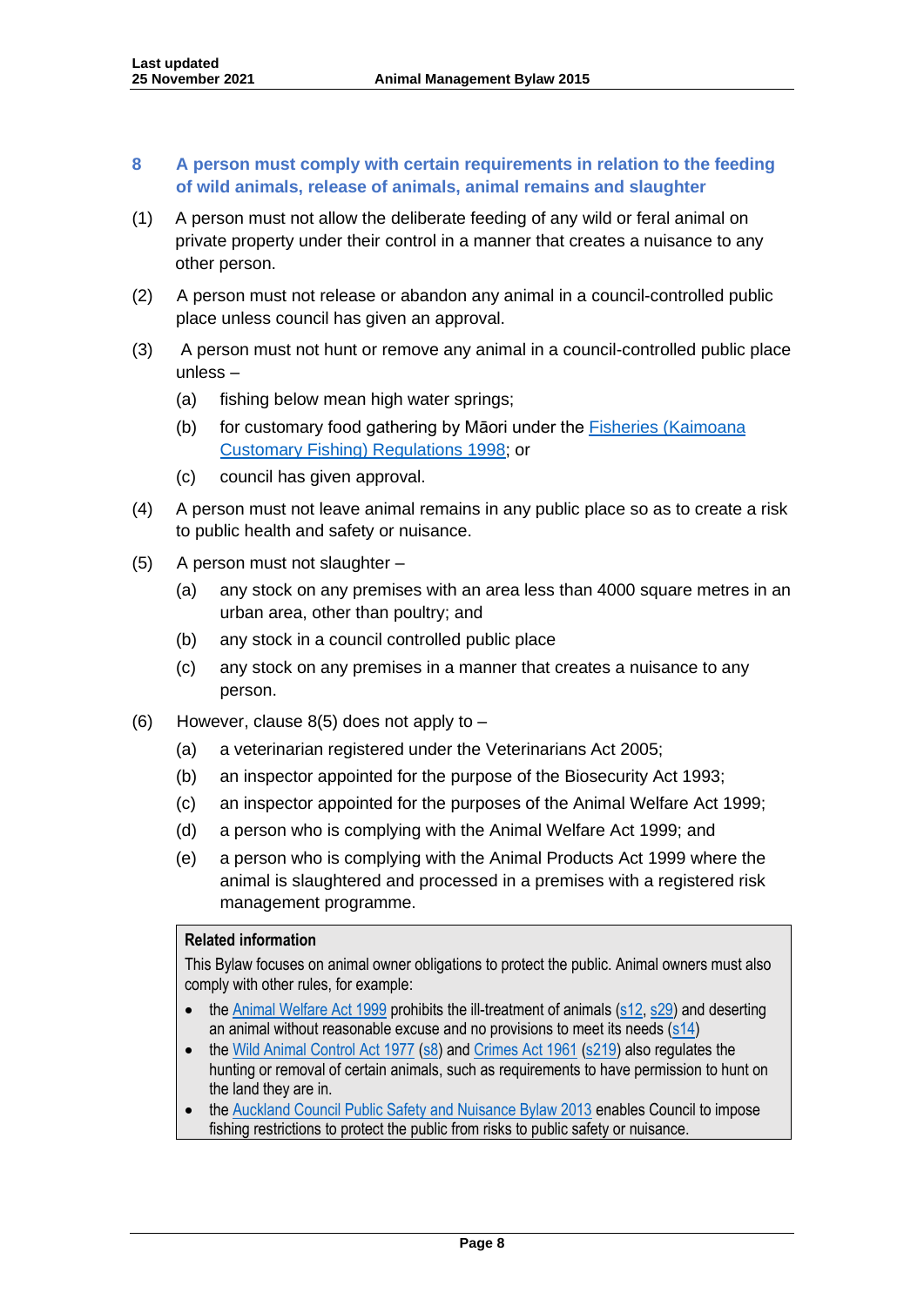## 8 A person must comply with certain requirements in relation to the feeding of wild animals, release of animals, animal remains and slaughter

(1) A person must not allow the deliberate feeding of any wild or feral animal on private property under their control in a manner that creates a nuisance to any other person.

(2) A person must not release or abandon any animal in a council-controlled public place unless council has given an approval.

(3) A person must not hunt or remove any animal in a council-controlled public place unless –

  (a) fishing below mean high water springs;

  (b) for customary food gathering by Māori under the [Fisheries (Kaimoana Customary Fishing) Regulations 1998](); or

  (c) council has given approval.

(4) A person must not leave animal remains in any public place so as to create a risk to public health and safety or nuisance.

(5) A person must not slaughter –

  (a) any stock on any premises with an area less than 4000 square metres in an urban area, other than poultry; and

  (b) any stock in a council controlled public place

  (c) any stock on any premises in a manner that creates a nuisance to any person.

(6) However, clause 8(5) does not apply to –

  (a) a veterinarian registered under the Veterinarians Act 2005;

  (b) an inspector appointed for the purpose of the Biosecurity Act 1993;

  (c) an inspector appointed for the purposes of the Animal Welfare Act 1999;

  (d) a person who is complying with the Animal Welfare Act 1999; and

  (e) a person who is complying with the Animal Products Act 1999 where the animal is slaughtered and processed in a premises with a registered risk management programme.

> **Related information**
>
> This Bylaw focuses on animal owner obligations to protect the public. Animal owners must also comply with other rules, for example:
>
> - the Animal Welfare Act 1999 prohibits the ill-treatment of animals (s12, s29) and deserting an animal without reasonable excuse and no provisions to meet its needs (s14)
> - the Wild Animal Control Act 1977 (s8) and Crimes Act 1961 (s219) also regulates the hunting or removal of certain animals, such as requirements to have permission to hunt on the land they are in.
> - the Auckland Council Public Safety and Nuisance Bylaw 2013 enables Council to impose fishing restrictions to protect the public from risks to public safety or nuisance.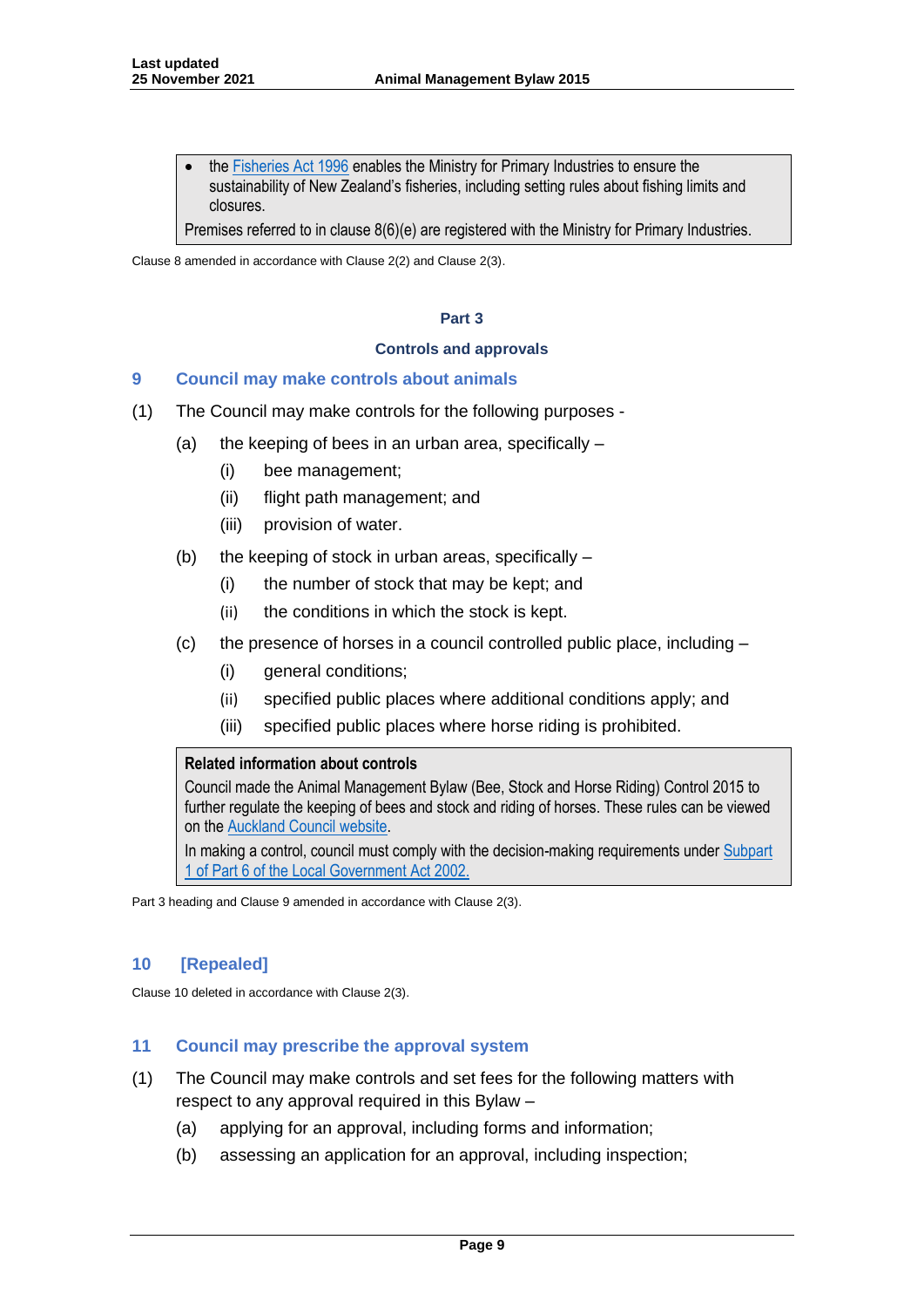- the Fisheries Act 1996 enables the Ministry for Primary Industries to ensure the sustainability of New Zealand's fisheries, including setting rules about fishing limits and closures.

Premises referred to in clause 8(6)(e) are registered with the Ministry for Primary Industries.

Clause 8 amended in accordance with Clause 2(2) and Clause 2(3).

## Part 3

## Controls and approvals

### 9 Council may make controls about animals

(1) The Council may make controls for the following purposes -

- (a) the keeping of bees in an urban area, specifically –
  - (i) bee management;
  - (ii) flight path management; and
  - (iii) provision of water.
- (b) the keeping of stock in urban areas, specifically –
  - (i) the number of stock that may be kept; and
  - (ii) the conditions in which the stock is kept.
- (c) the presence of horses in a council controlled public place, including –
  - (i) general conditions;
  - (ii) specified public places where additional conditions apply; and
  - (iii) specified public places where horse riding is prohibited.

**Related information about controls**

Council made the Animal Management Bylaw (Bee, Stock and Horse Riding) Control 2015 to further regulate the keeping of bees and stock and riding of horses. These rules can be viewed on the Auckland Council website.

In making a control, council must comply with the decision-making requirements under Subpart 1 of Part 6 of the Local Government Act 2002.

Part 3 heading and Clause 9 amended in accordance with Clause 2(3).

### 10 [Repealed]

Clause 10 deleted in accordance with Clause 2(3).

### 11 Council may prescribe the approval system

(1) The Council may make controls and set fees for the following matters with respect to any approval required in this Bylaw –

- (a) applying for an approval, including forms and information;
- (b) assessing an application for an approval, including inspection;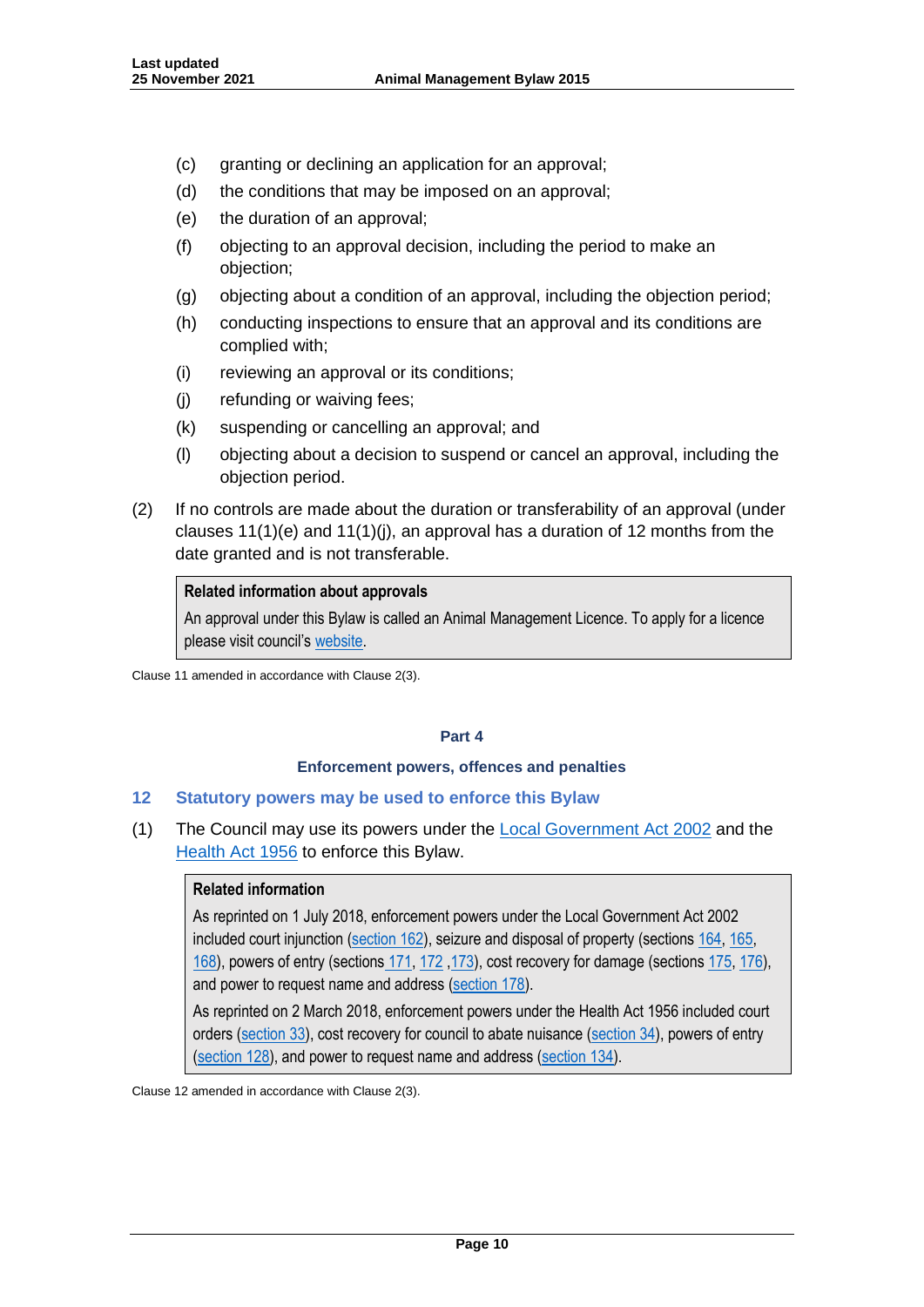(c) granting or declining an application for an approval;

(d) the conditions that may be imposed on an approval;

(e) the duration of an approval;

(f) objecting to an approval decision, including the period to make an objection;

(g) objecting about a condition of an approval, including the objection period;

(h) conducting inspections to ensure that an approval and its conditions are complied with;

(i) reviewing an approval or its conditions;

(j) refunding or waiving fees;

(k) suspending or cancelling an approval; and

(l) objecting about a decision to suspend or cancel an approval, including the objection period.

(2) If no controls are made about the duration or transferability of an approval (under clauses 11(1)(e) and 11(1)(j), an approval has a duration of 12 months from the date granted and is not transferable.

> **Related information about approvals**
>
> An approval under this Bylaw is called an Animal Management Licence. To apply for a licence please visit council's website.

Clause 11 amended in accordance with Clause 2(3).

## Part 4

### Enforcement powers, offences and penalties

### 12 Statutory powers may be used to enforce this Bylaw

(1) The Council may use its powers under the Local Government Act 2002 and the Health Act 1956 to enforce this Bylaw.

> **Related information**
>
> As reprinted on 1 July 2018, enforcement powers under the Local Government Act 2002 included court injunction (section 162), seizure and disposal of property (sections 164, 165, 168), powers of entry (sections 171, 172 ,173), cost recovery for damage (sections 175, 176), and power to request name and address (section 178).
>
> As reprinted on 2 March 2018, enforcement powers under the Health Act 1956 included court orders (section 33), cost recovery for council to abate nuisance (section 34), powers of entry (section 128), and power to request name and address (section 134).

Clause 12 amended in accordance with Clause 2(3).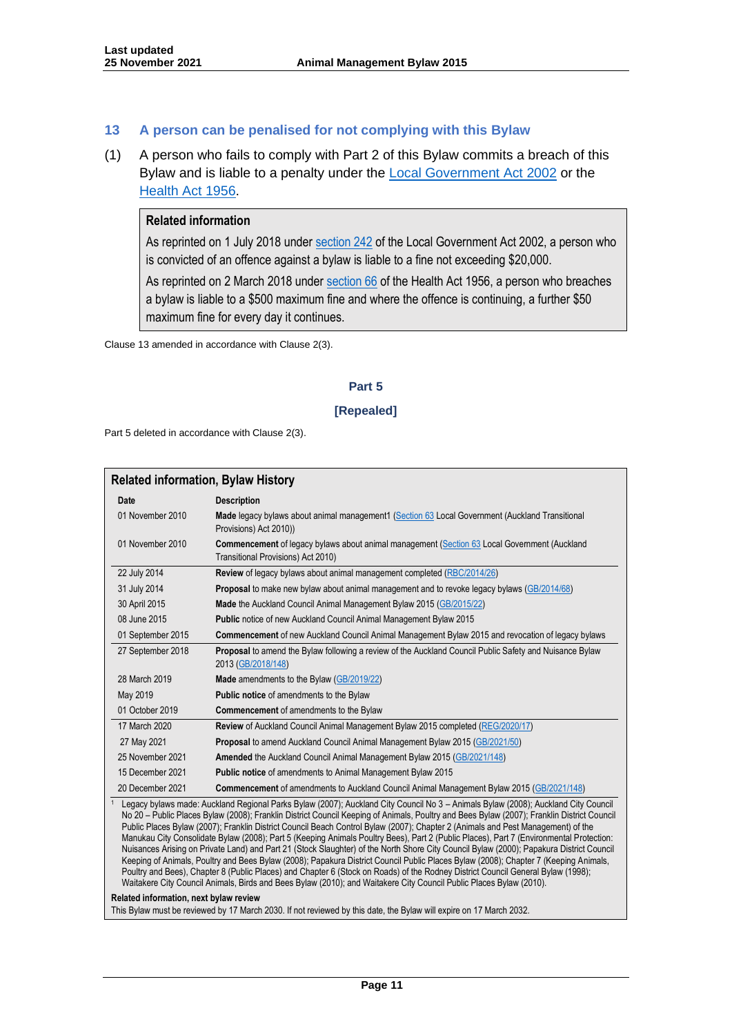## 13 A person can be penalised for not complying with this Bylaw

(1) A person who fails to comply with Part 2 of this Bylaw commits a breach of this Bylaw and is liable to a penalty under the Local Government Act 2002 or the Health Act 1956.

> **Related information**
>
> As reprinted on 1 July 2018 under section 242 of the Local Government Act 2002, a person who is convicted of an offence against a bylaw is liable to a fine not exceeding $20,000.
>
> As reprinted on 2 March 2018 under section 66 of the Health Act 1956, a person who breaches a bylaw is liable to a $500 maximum fine and where the offence is continuing, a further $50 maximum fine for every day it continues.

Clause 13 amended in accordance with Clause 2(3).

## Part 5

## [Repealed]

Part 5 deleted in accordance with Clause 2(3).

**Related information, Bylaw History**

| Date | Description |
|---|---|
| 01 November 2010 | **Made** legacy bylaws about animal management[1] (Section 63 Local Government (Auckland Transitional Provisions) Act 2010)) |
| 01 November 2010 | **Commencement** of legacy bylaws about animal management (Section 63 Local Government (Auckland Transitional Provisions) Act 2010) |
| 22 July 2014 | **Review** of legacy bylaws about animal management completed (RBC/2014/26) |
| 31 July 2014 | **Proposal** to make new bylaw about animal management and to revoke legacy bylaws (GB/2014/68) |
| 30 April 2015 | **Made** the Auckland Council Animal Management Bylaw 2015 (GB/2015/22) |
| 08 June 2015 | **Public** notice of new Auckland Council Animal Management Bylaw 2015 |
| 01 September 2015 | **Commencement** of new Auckland Council Animal Management Bylaw 2015 and revocation of legacy bylaws |
| 27 September 2018 | **Proposal** to amend the Bylaw following a review of the Auckland Council Public Safety and Nuisance Bylaw 2013 (GB/2018/148) |
| 28 March 2019 | **Made** amendments to the Bylaw (GB/2019/22) |
| May 2019 | **Public notice** of amendments to the Bylaw |
| 01 October 2019 | **Commencement** of amendments to the Bylaw |
| 17 March 2020 | **Review** of Auckland Council Animal Management Bylaw 2015 completed (REG/2020/17) |
| 27 May 2021 | **Proposal** to amend Auckland Council Animal Management Bylaw 2015 (GB/2021/50) |
| 25 November 2021 | **Amended** the Auckland Council Animal Management Bylaw 2015 (GB/2021/148) |
| 15 December 2021 | **Public notice** of amendments to Animal Management Bylaw 2015 |
| 20 December 2021 | **Commencement** of amendments to Auckland Council Animal Management Bylaw 2015 (GB/2021/148) |

[1] Legacy bylaws made: Auckland Regional Parks Bylaw (2007); Auckland City Council No 3 – Animals Bylaw (2008); Auckland City Council No 20 – Public Places Bylaw (2008); Franklin District Council Keeping of Animals, Poultry and Bees Bylaw (2007); Franklin District Council Public Places Bylaw (2007); Franklin District Council Beach Control Bylaw (2007); Chapter 2 (Animals and Pest Management) of the Manukau City Consolidate Bylaw (2008); Part 5 (Keeping Animals Poultry Bees), Part 2 (Public Places), Part 7 (Environmental Protection: Nuisances Arising on Private Land) and Part 21 (Stock Slaughter) of the North Shore City Council Bylaw (2000); Papakura District Council Keeping of Animals, Poultry and Bees Bylaw (2008); Papakura District Council Public Places Bylaw (2008); Chapter 7 (Keeping Animals, Poultry and Bees), Chapter 8 (Public Places) and Chapter 6 (Stock on Roads) of the Rodney District Council General Bylaw (1998); Waitakere City Council Animals, Birds and Bees Bylaw (2010); and Waitakere City Council Public Places Bylaw (2010).

**Related information, next bylaw review**

This Bylaw must be reviewed by 17 March 2030. If not reviewed by this date, the Bylaw will expire on 17 March 2032.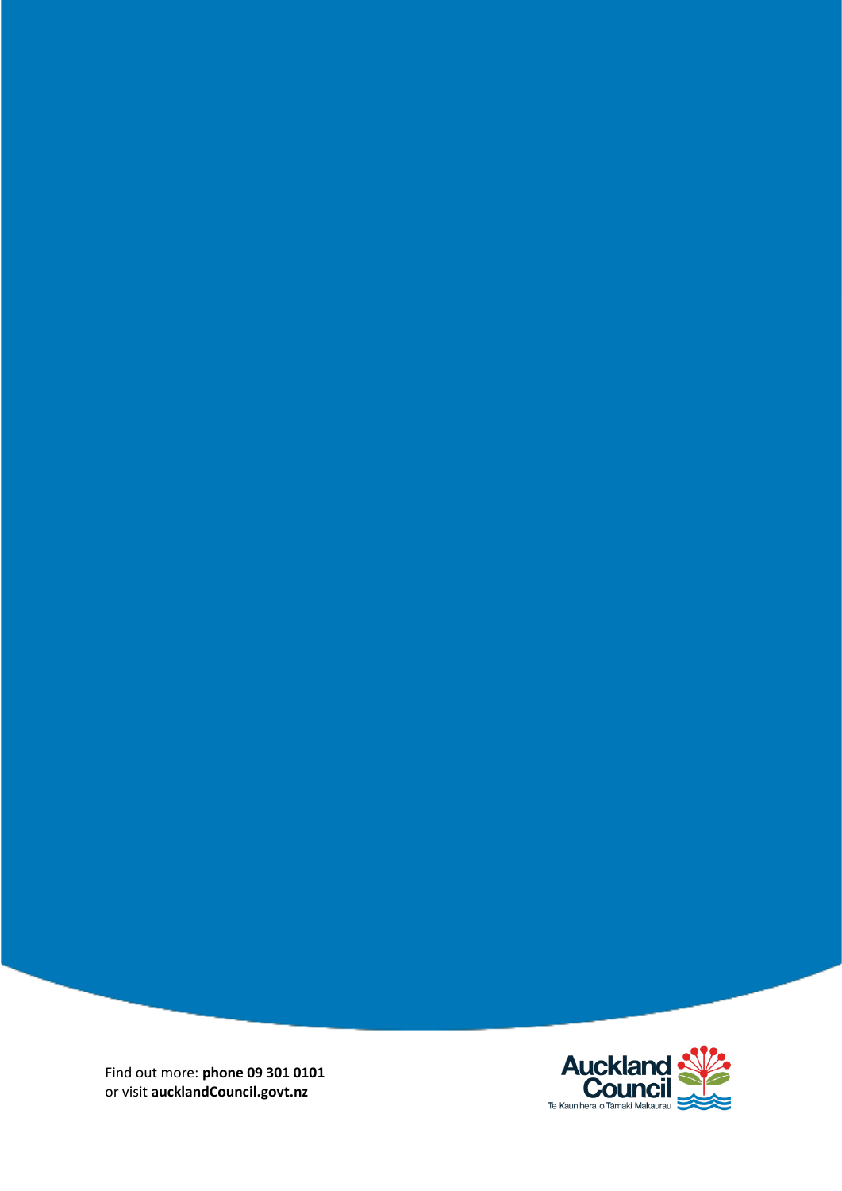Find out more: **phone 09 301 0101**
or visit **aucklandCouncil.govt.nz**

Auckland Council
Te Kaunihera o Tāmaki Makaurau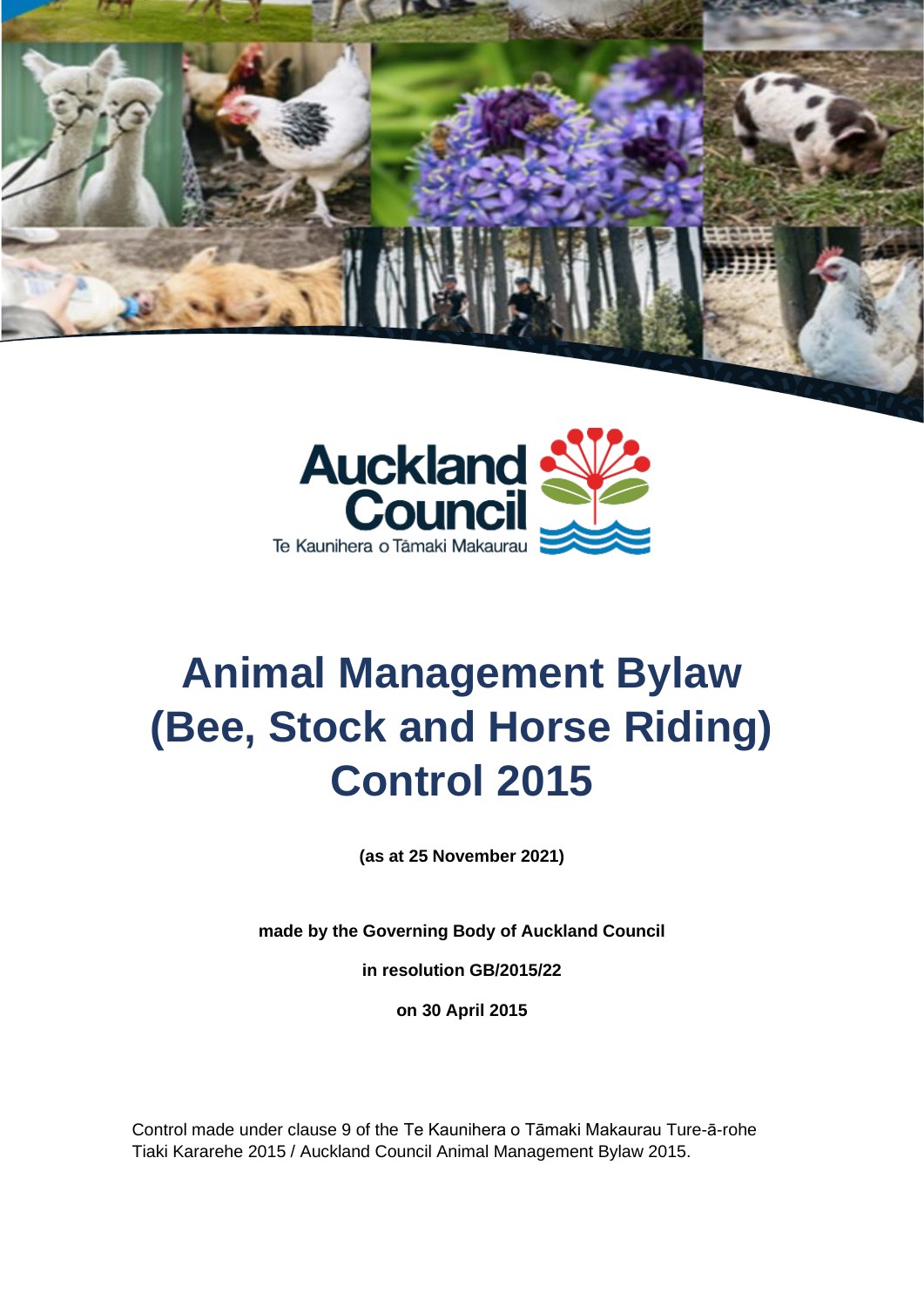# Animal Management Bylaw (Bee, Stock and Horse Riding) Control 2015

**(as at 25 November 2021)**

**made by the Governing Body of Auckland Council**

**in resolution GB/2015/22**

**on 30 April 2015**

Control made under clause 9 of the Te Kaunihera o Tāmaki Makaurau Ture-ā-rohe Tiaki Kararehe 2015 / Auckland Council Animal Management Bylaw 2015.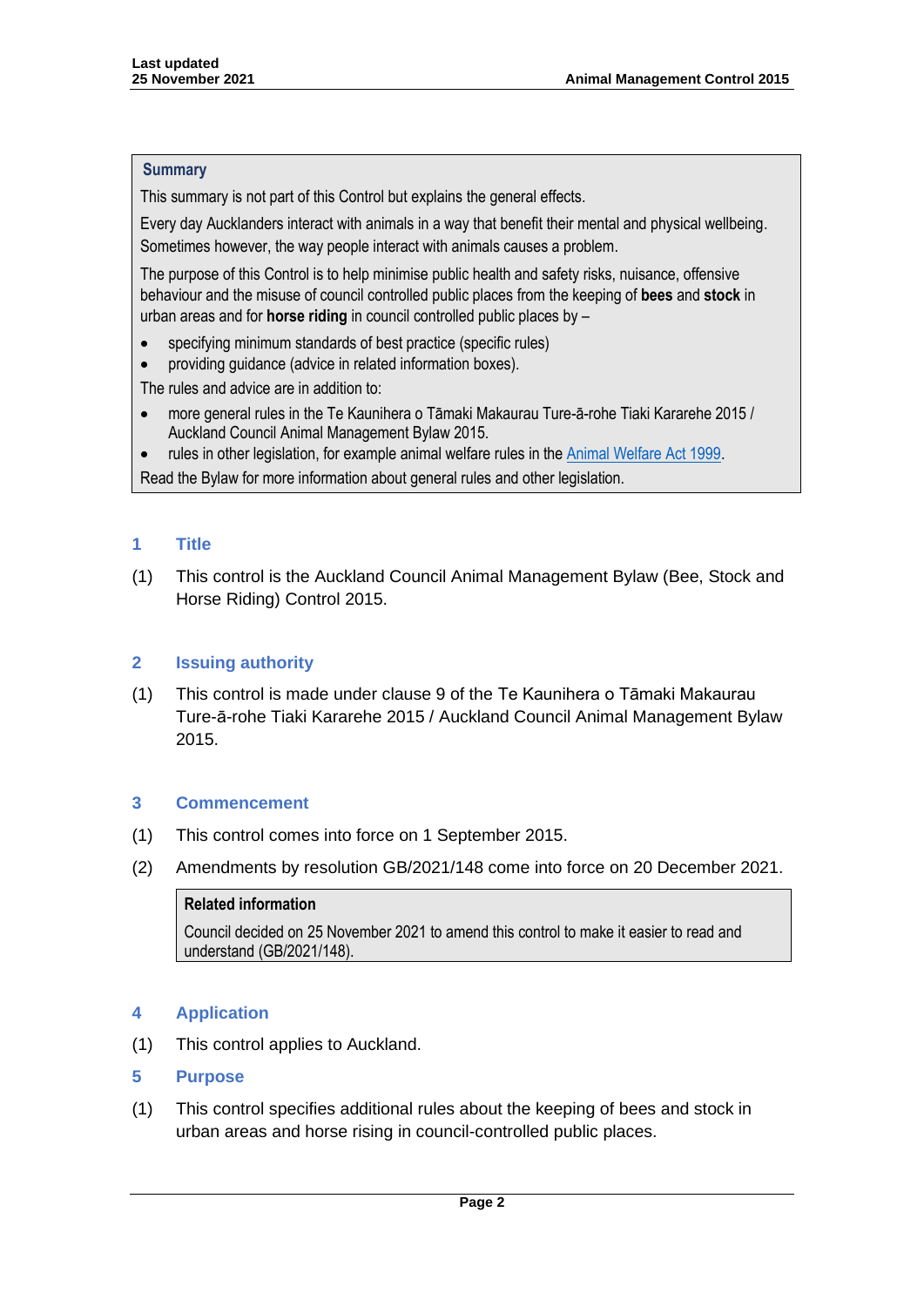**Summary**

This summary is not part of this Control but explains the general effects.

Every day Aucklanders interact with animals in a way that benefit their mental and physical wellbeing. Sometimes however, the way people interact with animals causes a problem.

The purpose of this Control is to help minimise public health and safety risks, nuisance, offensive behaviour and the misuse of council controlled public places from the keeping of **bees** and **stock** in urban areas and for **horse riding** in council controlled public places by –

- specifying minimum standards of best practice (specific rules)
- providing guidance (advice in related information boxes).

The rules and advice are in addition to:

- more general rules in the Te Kaunihera o Tāmaki Makaurau Ture-ā-rohe Tiaki Kararehe 2015 / Auckland Council Animal Management Bylaw 2015.
- rules in other legislation, for example animal welfare rules in the Animal Welfare Act 1999.

Read the Bylaw for more information about general rules and other legislation.

## 1 Title

(1) This control is the Auckland Council Animal Management Bylaw (Bee, Stock and Horse Riding) Control 2015.

## 2 Issuing authority

(1) This control is made under clause 9 of the Te Kaunihera o Tāmaki Makaurau Ture-ā-rohe Tiaki Kararehe 2015 / Auckland Council Animal Management Bylaw 2015.

## 3 Commencement

(1) This control comes into force on 1 September 2015.

(2) Amendments by resolution GB/2021/148 come into force on 20 December 2021.

**Related information**

Council decided on 25 November 2021 to amend this control to make it easier to read and understand (GB/2021/148).

## 4 Application

(1) This control applies to Auckland.

## 5 Purpose

(1) This control specifies additional rules about the keeping of bees and stock in urban areas and horse rising in council-controlled public places.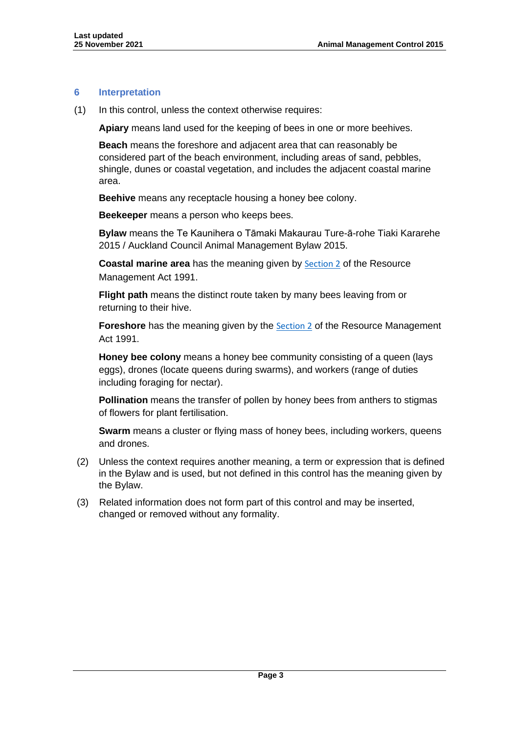## 6 Interpretation

(1) In this control, unless the context otherwise requires:

**Apiary** means land used for the keeping of bees in one or more beehives.

**Beach** means the foreshore and adjacent area that can reasonably be considered part of the beach environment, including areas of sand, pebbles, shingle, dunes or coastal vegetation, and includes the adjacent coastal marine area.

**Beehive** means any receptacle housing a honey bee colony.

**Beekeeper** means a person who keeps bees.

**Bylaw** means the Te Kaunihera o Tāmaki Makaurau Ture-ā-rohe Tiaki Kararehe 2015 / Auckland Council Animal Management Bylaw 2015.

**Coastal marine area** has the meaning given by Section 2 of the Resource Management Act 1991.

**Flight path** means the distinct route taken by many bees leaving from or returning to their hive.

**Foreshore** has the meaning given by the Section 2 of the Resource Management Act 1991.

**Honey bee colony** means a honey bee community consisting of a queen (lays eggs), drones (locate queens during swarms), and workers (range of duties including foraging for nectar).

**Pollination** means the transfer of pollen by honey bees from anthers to stigmas of flowers for plant fertilisation.

**Swarm** means a cluster or flying mass of honey bees, including workers, queens and drones.

(2) Unless the context requires another meaning, a term or expression that is defined in the Bylaw and is used, but not defined in this control has the meaning given by the Bylaw.

(3) Related information does not form part of this control and may be inserted, changed or removed without any formality.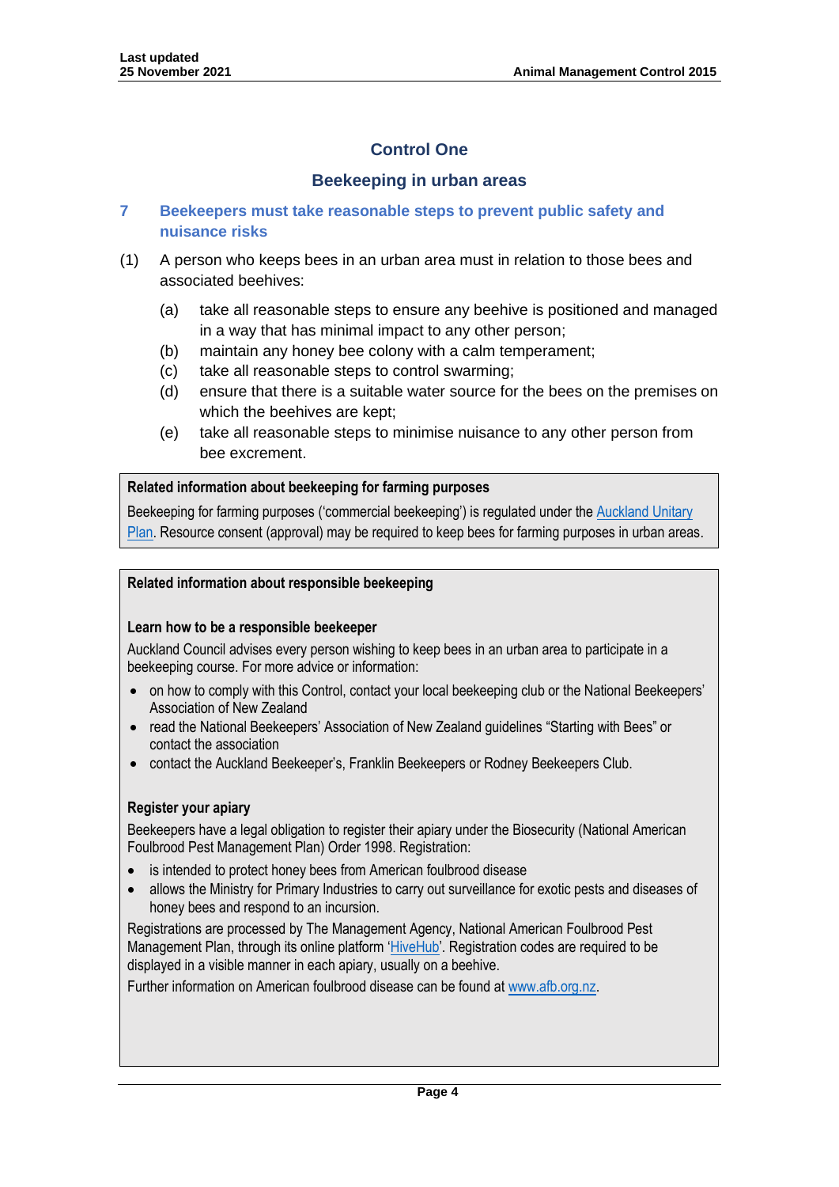## Control One

## Beekeeping in urban areas

### 7 Beekeepers must take reasonable steps to prevent public safety and nuisance risks

(1) A person who keeps bees in an urban area must in relation to those bees and associated beehives:

(a) take all reasonable steps to ensure any beehive is positioned and managed in a way that has minimal impact to any other person;

(b) maintain any honey bee colony with a calm temperament;

(c) take all reasonable steps to control swarming;

(d) ensure that there is a suitable water source for the bees on the premises on which the beehives are kept;

(e) take all reasonable steps to minimise nuisance to any other person from bee excrement.

> **Related information about beekeeping for farming purposes**
>
> Beekeeping for farming purposes ('commercial beekeeping') is regulated under the Auckland Unitary Plan. Resource consent (approval) may be required to keep bees for farming purposes in urban areas.

> **Related information about responsible beekeeping**
>
> **Learn how to be a responsible beekeeper**
>
> Auckland Council advises every person wishing to keep bees in an urban area to participate in a beekeeping course. For more advice or information:
>
> - on how to comply with this Control, contact your local beekeeping club or the National Beekeepers' Association of New Zealand
> - read the National Beekeepers' Association of New Zealand guidelines "Starting with Bees" or contact the association
> - contact the Auckland Beekeeper's, Franklin Beekeepers or Rodney Beekeepers Club.
>
> **Register your apiary**
>
> Beekeepers have a legal obligation to register their apiary under the Biosecurity (National American Foulbrood Pest Management Plan) Order 1998. Registration:
>
> - is intended to protect honey bees from American foulbrood disease
> - allows the Ministry for Primary Industries to carry out surveillance for exotic pests and diseases of honey bees and respond to an incursion.
>
> Registrations are processed by The Management Agency, National American Foulbrood Pest Management Plan, through its online platform 'HiveHub'. Registration codes are required to be displayed in a visible manner in each apiary, usually on a beehive.
>
> Further information on American foulbrood disease can be found at www.afb.org.nz.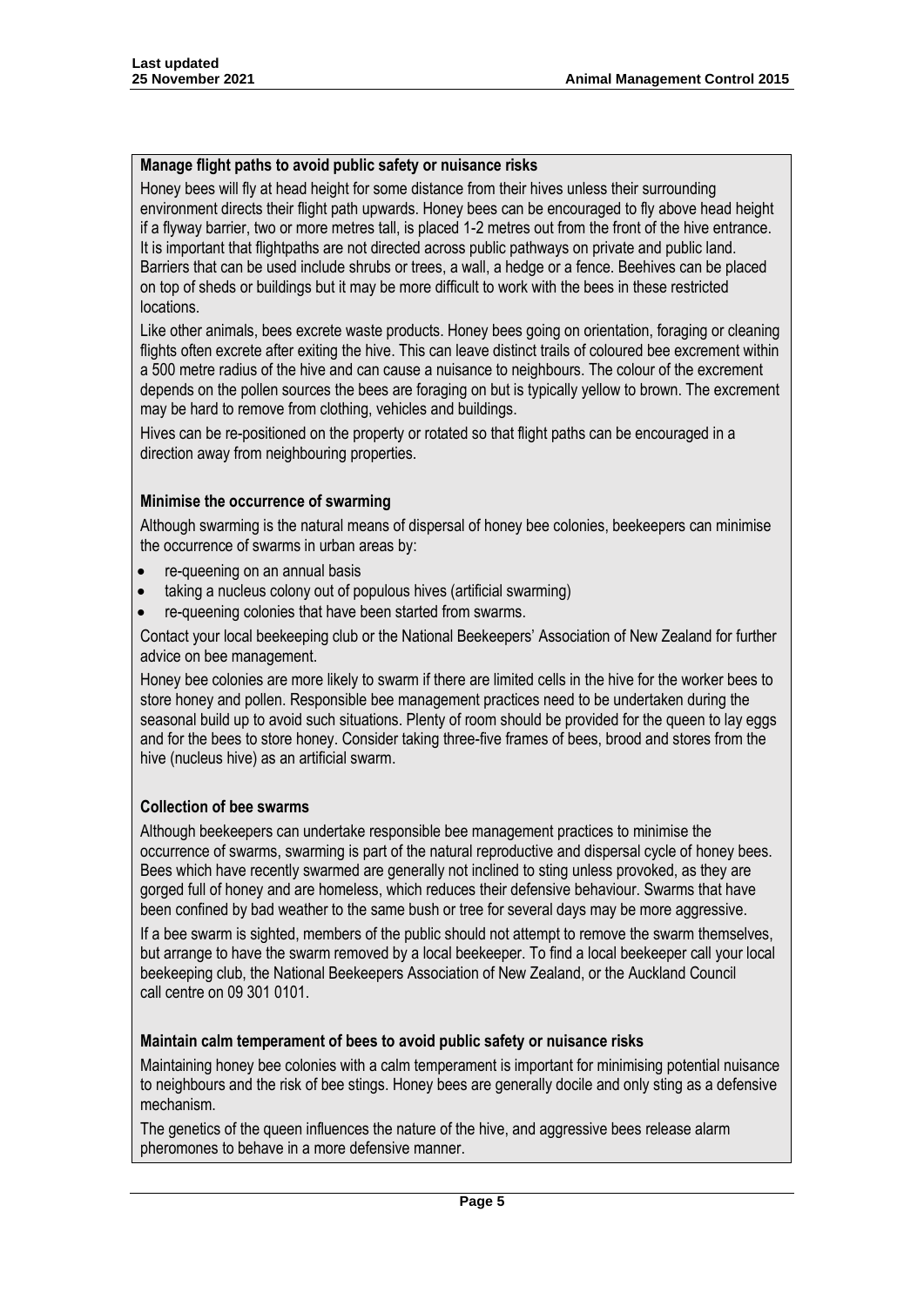**Manage flight paths to avoid public safety or nuisance risks**

Honey bees will fly at head height for some distance from their hives unless their surrounding environment directs their flight path upwards. Honey bees can be encouraged to fly above head height if a flyway barrier, two or more metres tall, is placed 1-2 metres out from the front of the hive entrance. It is important that flightpaths are not directed across public pathways on private and public land. Barriers that can be used include shrubs or trees, a wall, a hedge or a fence. Beehives can be placed on top of sheds or buildings but it may be more difficult to work with the bees in these restricted locations.

Like other animals, bees excrete waste products. Honey bees going on orientation, foraging or cleaning flights often excrete after exiting the hive. This can leave distinct trails of coloured bee excrement within a 500 metre radius of the hive and can cause a nuisance to neighbours. The colour of the excrement depends on the pollen sources the bees are foraging on but is typically yellow to brown. The excrement may be hard to remove from clothing, vehicles and buildings.

Hives can be re-positioned on the property or rotated so that flight paths can be encouraged in a direction away from neighbouring properties.

**Minimise the occurrence of swarming**

Although swarming is the natural means of dispersal of honey bee colonies, beekeepers can minimise the occurrence of swarms in urban areas by:

- re-queening on an annual basis
- taking a nucleus colony out of populous hives (artificial swarming)
- re-queening colonies that have been started from swarms.

Contact your local beekeeping club or the National Beekeepers' Association of New Zealand for further advice on bee management.

Honey bee colonies are more likely to swarm if there are limited cells in the hive for the worker bees to store honey and pollen. Responsible bee management practices need to be undertaken during the seasonal build up to avoid such situations. Plenty of room should be provided for the queen to lay eggs and for the bees to store honey. Consider taking three-five frames of bees, brood and stores from the hive (nucleus hive) as an artificial swarm.

**Collection of bee swarms**

Although beekeepers can undertake responsible bee management practices to minimise the occurrence of swarms, swarming is part of the natural reproductive and dispersal cycle of honey bees. Bees which have recently swarmed are generally not inclined to sting unless provoked, as they are gorged full of honey and are homeless, which reduces their defensive behaviour. Swarms that have been confined by bad weather to the same bush or tree for several days may be more aggressive.

If a bee swarm is sighted, members of the public should not attempt to remove the swarm themselves, but arrange to have the swarm removed by a local beekeeper. To find a local beekeeper call your local beekeeping club, the National Beekeepers Association of New Zealand, or the Auckland Council call centre on 09 301 0101.

**Maintain calm temperament of bees to avoid public safety or nuisance risks**

Maintaining honey bee colonies with a calm temperament is important for minimising potential nuisance to neighbours and the risk of bee stings. Honey bees are generally docile and only sting as a defensive mechanism.

The genetics of the queen influences the nature of the hive, and aggressive bees release alarm pheromones to behave in a more defensive manner.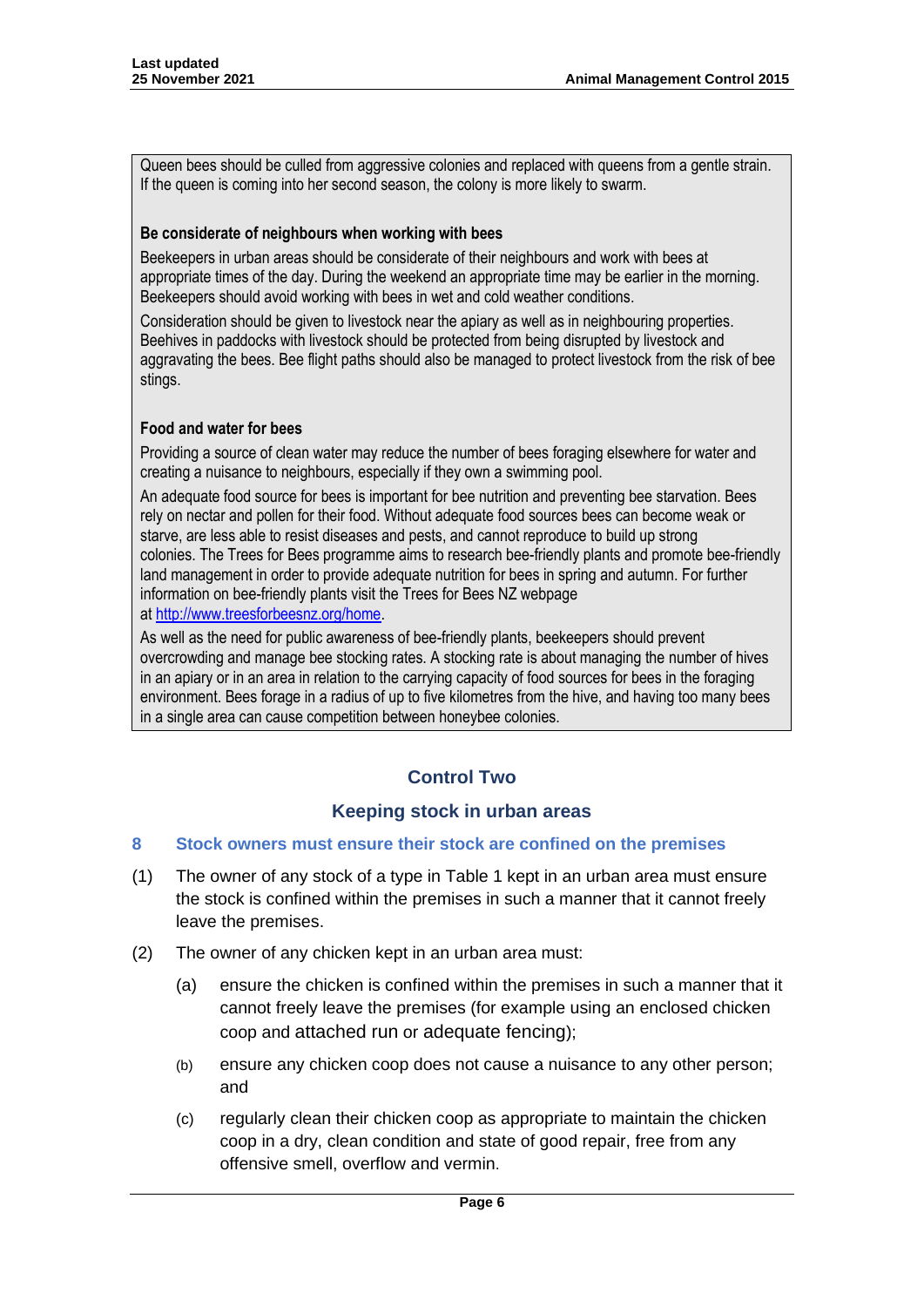Queen bees should be culled from aggressive colonies and replaced with queens from a gentle strain. If the queen is coming into her second season, the colony is more likely to swarm.

**Be considerate of neighbours when working with bees**

Beekeepers in urban areas should be considerate of their neighbours and work with bees at appropriate times of the day. During the weekend an appropriate time may be earlier in the morning. Beekeepers should avoid working with bees in wet and cold weather conditions.

Consideration should be given to livestock near the apiary as well as in neighbouring properties. Beehives in paddocks with livestock should be protected from being disrupted by livestock and aggravating the bees. Bee flight paths should also be managed to protect livestock from the risk of bee stings.

**Food and water for bees**

Providing a source of clean water may reduce the number of bees foraging elsewhere for water and creating a nuisance to neighbours, especially if they own a swimming pool.

An adequate food source for bees is important for bee nutrition and preventing bee starvation. Bees rely on nectar and pollen for their food. Without adequate food sources bees can become weak or starve, are less able to resist diseases and pests, and cannot reproduce to build up strong colonies. The Trees for Bees programme aims to research bee-friendly plants and promote bee-friendly land management in order to provide adequate nutrition for bees in spring and autumn. For further information on bee-friendly plants visit the Trees for Bees NZ webpage at [http://www.treesforbeesnz.org/home](http://www.treesforbeesnz.org/home).

As well as the need for public awareness of bee-friendly plants, beekeepers should prevent overcrowding and manage bee stocking rates. A stocking rate is about managing the number of hives in an apiary or in an area in relation to the carrying capacity of food sources for bees in the foraging environment. Bees forage in a radius of up to five kilometres from the hive, and having too many bees in a single area can cause competition between honeybee colonies.

## Control Two

## Keeping stock in urban areas

### 8 Stock owners must ensure their stock are confined on the premises

(1) The owner of any stock of a type in Table 1 kept in an urban area must ensure the stock is confined within the premises in such a manner that it cannot freely leave the premises.

(2) The owner of any chicken kept in an urban area must:

(a) ensure the chicken is confined within the premises in such a manner that it cannot freely leave the premises (for example using an enclosed chicken coop and attached run or adequate fencing);

(b) ensure any chicken coop does not cause a nuisance to any other person; and

(c) regularly clean their chicken coop as appropriate to maintain the chicken coop in a dry, clean condition and state of good repair, free from any offensive smell, overflow and vermin.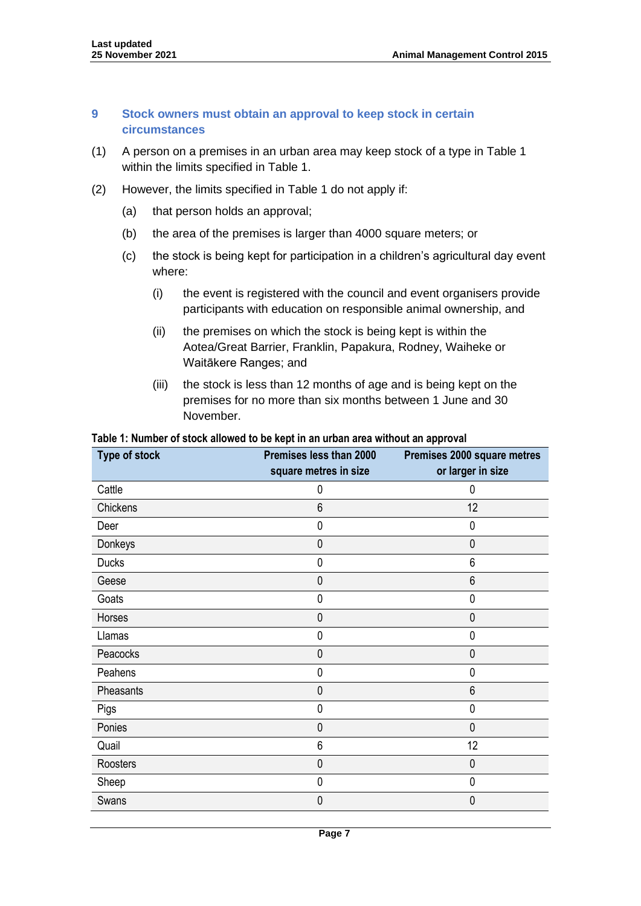## 9 Stock owners must obtain an approval to keep stock in certain circumstances

(1) A person on a premises in an urban area may keep stock of a type in Table 1 within the limits specified in Table 1.

(2) However, the limits specified in Table 1 do not apply if:

  (a) that person holds an approval;

  (b) the area of the premises is larger than 4000 square meters; or

  (c) the stock is being kept for participation in a children's agricultural day event where:

    (i) the event is registered with the council and event organisers provide participants with education on responsible animal ownership, and

    (ii) the premises on which the stock is being kept is within the Aotea/Great Barrier, Franklin, Papakura, Rodney, Waiheke or Waitākere Ranges; and

    (iii) the stock is less than 12 months of age and is being kept on the premises for no more than six months between 1 June and 30 November.

**Table 1: Number of stock allowed to be kept in an urban area without an approval**

| Type of stock | Premises less than 2000 square metres in size | Premises 2000 square metres or larger in size |
|---|---|---|
| Cattle | 0 | 0 |
| Chickens | 6 | 12 |
| Deer | 0 | 0 |
| Donkeys | 0 | 0 |
| Ducks | 0 | 6 |
| Geese | 0 | 6 |
| Goats | 0 | 0 |
| Horses | 0 | 0 |
| Llamas | 0 | 0 |
| Peacocks | 0 | 0 |
| Peahens | 0 | 0 |
| Pheasants | 0 | 6 |
| Pigs | 0 | 0 |
| Ponies | 0 | 0 |
| Quail | 6 | 12 |
| Roosters | 0 | 0 |
| Sheep | 0 | 0 |
| Swans | 0 | 0 |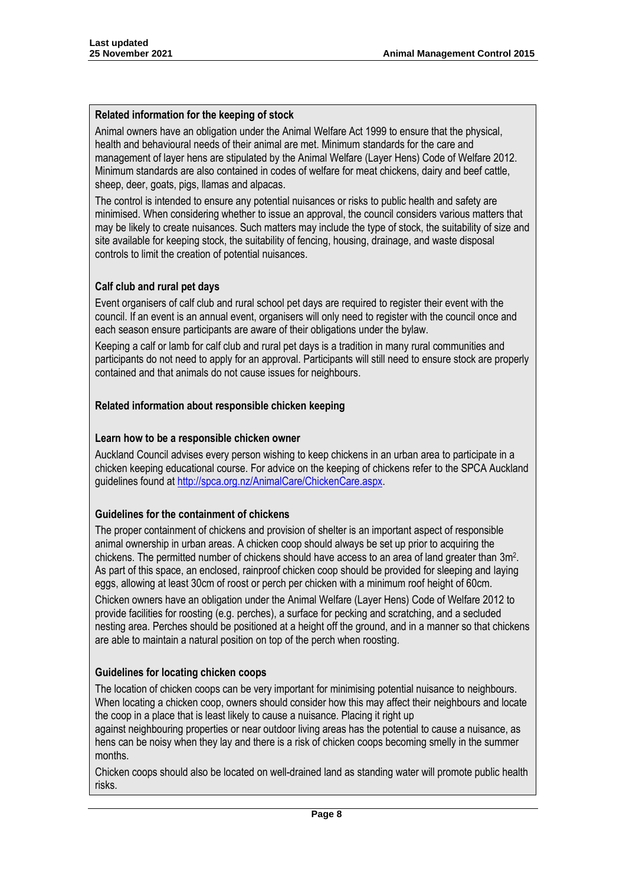### Related information for the keeping of stock

Animal owners have an obligation under the Animal Welfare Act 1999 to ensure that the physical, health and behavioural needs of their animal are met. Minimum standards for the care and management of layer hens are stipulated by the Animal Welfare (Layer Hens) Code of Welfare 2012. Minimum standards are also contained in codes of welfare for meat chickens, dairy and beef cattle, sheep, deer, goats, pigs, llamas and alpacas.

The control is intended to ensure any potential nuisances or risks to public health and safety are minimised. When considering whether to issue an approval, the council considers various matters that may be likely to create nuisances. Such matters may include the type of stock, the suitability of size and site available for keeping stock, the suitability of fencing, housing, drainage, and waste disposal controls to limit the creation of potential nuisances.

### Calf club and rural pet days

Event organisers of calf club and rural school pet days are required to register their event with the council. If an event is an annual event, organisers will only need to register with the council once and each season ensure participants are aware of their obligations under the bylaw.

Keeping a calf or lamb for calf club and rural pet days is a tradition in many rural communities and participants do not need to apply for an approval. Participants will still need to ensure stock are properly contained and that animals do not cause issues for neighbours.

### Related information about responsible chicken keeping

### Learn how to be a responsible chicken owner

Auckland Council advises every person wishing to keep chickens in an urban area to participate in a chicken keeping educational course. For advice on the keeping of chickens refer to the SPCA Auckland guidelines found at http://spca.org.nz/AnimalCare/ChickenCare.aspx.

### Guidelines for the containment of chickens

The proper containment of chickens and provision of shelter is an important aspect of responsible animal ownership in urban areas. A chicken coop should always be set up prior to acquiring the chickens. The permitted number of chickens should have access to an area of land greater than $3m^2$. As part of this space, an enclosed, rainproof chicken coop should be provided for sleeping and laying eggs, allowing at least 30cm of roost or perch per chicken with a minimum roof height of 60cm.

Chicken owners have an obligation under the Animal Welfare (Layer Hens) Code of Welfare 2012 to provide facilities for roosting (e.g. perches), a surface for pecking and scratching, and a secluded nesting area. Perches should be positioned at a height off the ground, and in a manner so that chickens are able to maintain a natural position on top of the perch when roosting.

### Guidelines for locating chicken coops

The location of chicken coops can be very important for minimising potential nuisance to neighbours. When locating a chicken coop, owners should consider how this may affect their neighbours and locate the coop in a place that is least likely to cause a nuisance. Placing it right up against neighbouring properties or near outdoor living areas has the potential to cause a nuisance, as hens can be noisy when they lay and there is a risk of chicken coops becoming smelly in the summer months.

Chicken coops should also be located on well-drained land as standing water will promote public health risks.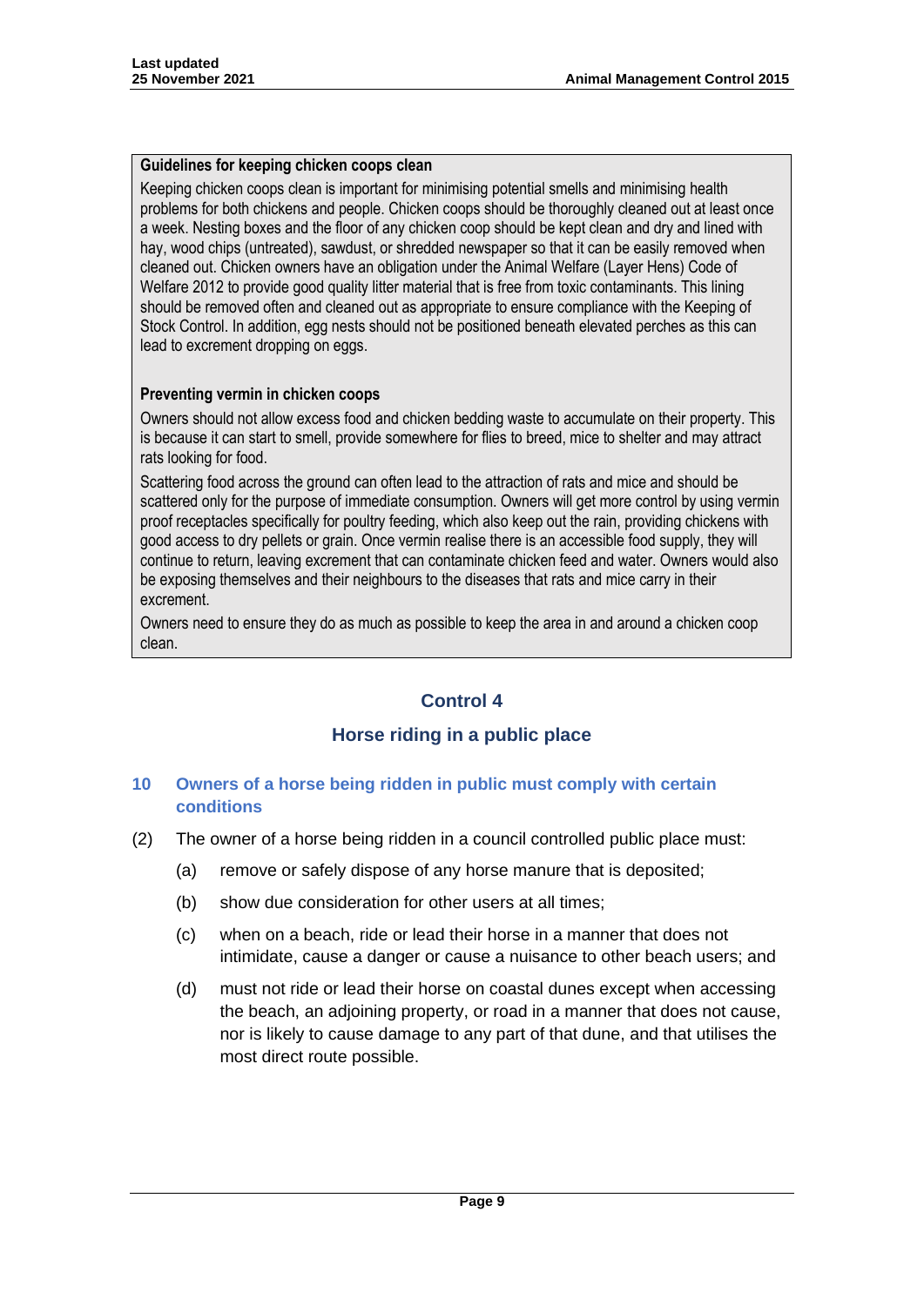**Guidelines for keeping chicken coops clean**

Keeping chicken coops clean is important for minimising potential smells and minimising health problems for both chickens and people. Chicken coops should be thoroughly cleaned out at least once a week. Nesting boxes and the floor of any chicken coop should be kept clean and dry and lined with hay, wood chips (untreated), sawdust, or shredded newspaper so that it can be easily removed when cleaned out. Chicken owners have an obligation under the Animal Welfare (Layer Hens) Code of Welfare 2012 to provide good quality litter material that is free from toxic contaminants. This lining should be removed often and cleaned out as appropriate to ensure compliance with the Keeping of Stock Control. In addition, egg nests should not be positioned beneath elevated perches as this can lead to excrement dropping on eggs.

**Preventing vermin in chicken coops**

Owners should not allow excess food and chicken bedding waste to accumulate on their property. This is because it can start to smell, provide somewhere for flies to breed, mice to shelter and may attract rats looking for food.

Scattering food across the ground can often lead to the attraction of rats and mice and should be scattered only for the purpose of immediate consumption. Owners will get more control by using vermin proof receptacles specifically for poultry feeding, which also keep out the rain, providing chickens with good access to dry pellets or grain. Once vermin realise there is an accessible food supply, they will continue to return, leaving excrement that can contaminate chicken feed and water. Owners would also be exposing themselves and their neighbours to the diseases that rats and mice carry in their excrement.

Owners need to ensure they do as much as possible to keep the area in and around a chicken coop clean.

## Control 4

## Horse riding in a public place

### 10 Owners of a horse being ridden in public must comply with certain conditions

(2) The owner of a horse being ridden in a council controlled public place must:

(a) remove or safely dispose of any horse manure that is deposited;

(b) show due consideration for other users at all times;

(c) when on a beach, ride or lead their horse in a manner that does not intimidate, cause a danger or cause a nuisance to other beach users; and

(d) must not ride or lead their horse on coastal dunes except when accessing the beach, an adjoining property, or road in a manner that does not cause, nor is likely to cause damage to any part of that dune, and that utilises the most direct route possible.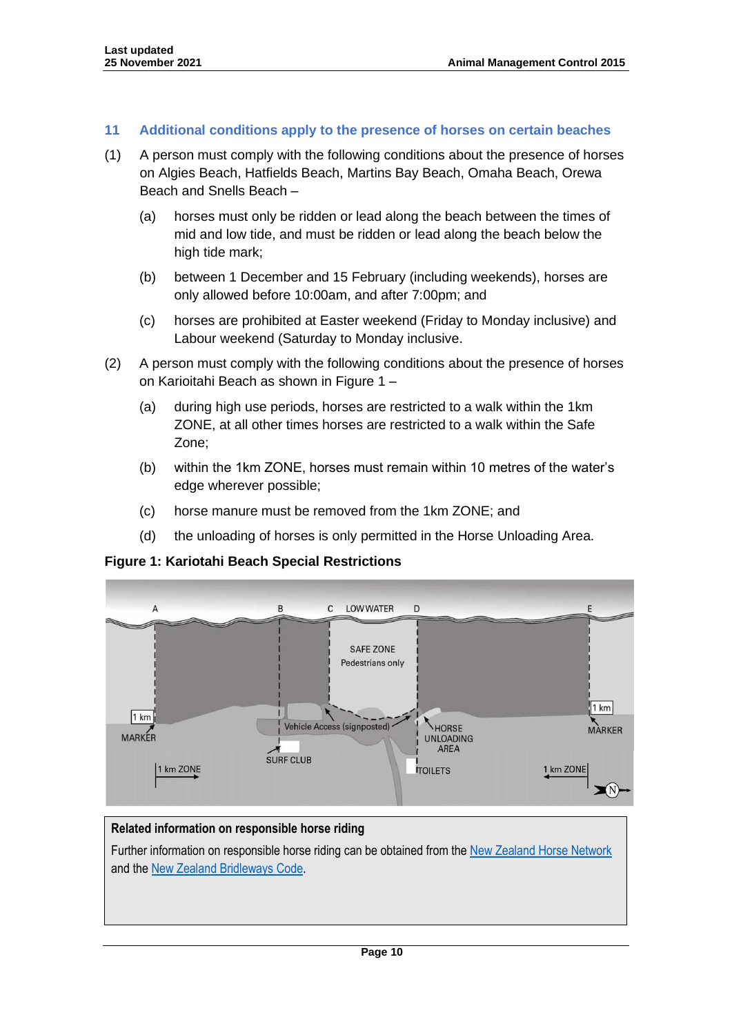## 11 Additional conditions apply to the presence of horses on certain beaches

(1) A person must comply with the following conditions about the presence of horses on Algies Beach, Hatfields Beach, Martins Bay Beach, Omaha Beach, Orewa Beach and Snells Beach –

   (a) horses must only be ridden or lead along the beach between the times of mid and low tide, and must be ridden or lead along the beach below the high tide mark;

   (b) between 1 December and 15 February (including weekends), horses are only allowed before 10:00am, and after 7:00pm; and

   (c) horses are prohibited at Easter weekend (Friday to Monday inclusive) and Labour weekend (Saturday to Monday inclusive.

(2) A person must comply with the following conditions about the presence of horses on Karioitahi Beach as shown in Figure 1 –

   (a) during high use periods, horses are restricted to a walk within the 1km ZONE, at all other times horses are restricted to a walk within the Safe Zone;

   (b) within the 1km ZONE, horses must remain within 10 metres of the water's edge wherever possible;

   (c) horse manure must be removed from the 1km ZONE; and

   (d) the unloading of horses is only permitted in the Horse Unloading Area.

**Figure 1: Kariotahi Beach Special Restrictions**

**Related information on responsible horse riding**

Further information on responsible horse riding can be obtained from the New Zealand Horse Network and the New Zealand Bridleways Code.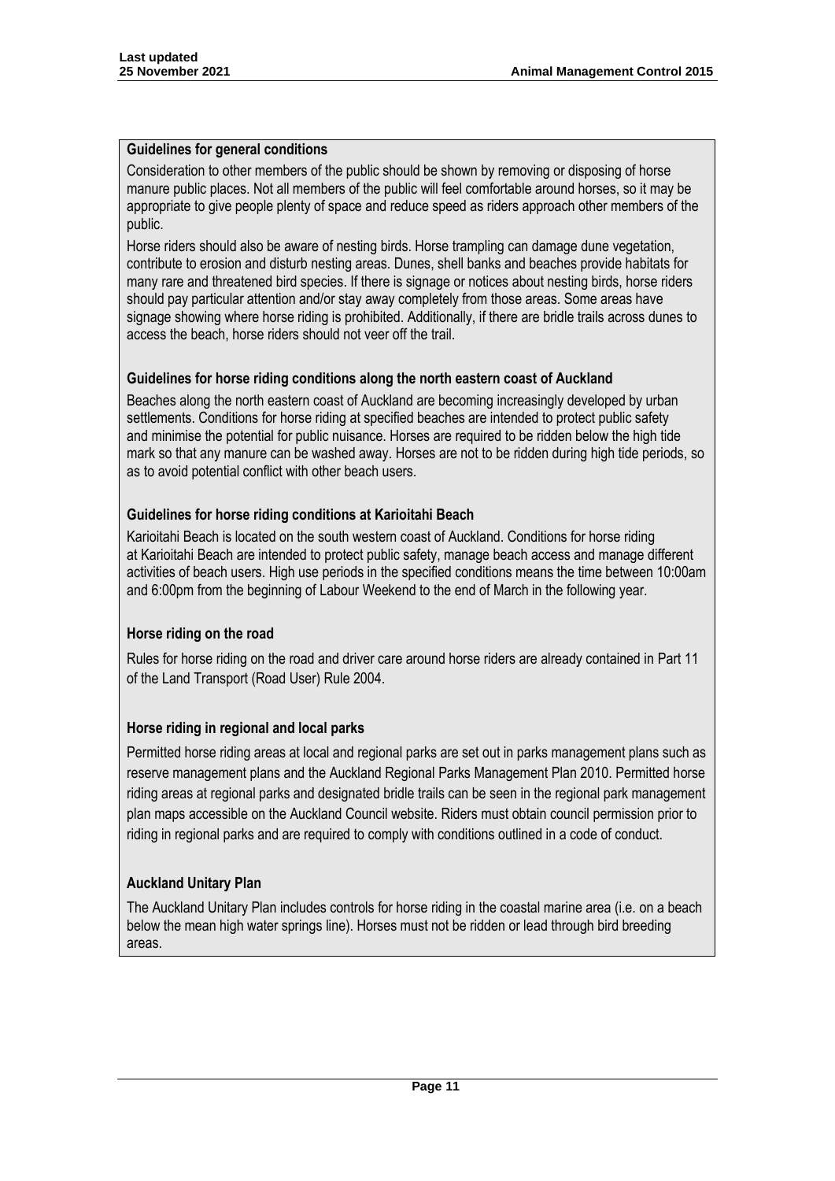**Guidelines for general conditions**

Consideration to other members of the public should be shown by removing or disposing of horse manure public places. Not all members of the public will feel comfortable around horses, so it may be appropriate to give people plenty of space and reduce speed as riders approach other members of the public.

Horse riders should also be aware of nesting birds. Horse trampling can damage dune vegetation, contribute to erosion and disturb nesting areas. Dunes, shell banks and beaches provide habitats for many rare and threatened bird species. If there is signage or notices about nesting birds, horse riders should pay particular attention and/or stay away completely from those areas. Some areas have signage showing where horse riding is prohibited. Additionally, if there are bridle trails across dunes to access the beach, horse riders should not veer off the trail.

**Guidelines for horse riding conditions along the north eastern coast of Auckland**

Beaches along the north eastern coast of Auckland are becoming increasingly developed by urban settlements. Conditions for horse riding at specified beaches are intended to protect public safety and minimise the potential for public nuisance. Horses are required to be ridden below the high tide mark so that any manure can be washed away. Horses are not to be ridden during high tide periods, so as to avoid potential conflict with other beach users.

**Guidelines for horse riding conditions at Karioitahi Beach**

Karioitahi Beach is located on the south western coast of Auckland. Conditions for horse riding at Karioitahi Beach are intended to protect public safety, manage beach access and manage different activities of beach users. High use periods in the specified conditions means the time between 10:00am and 6:00pm from the beginning of Labour Weekend to the end of March in the following year.

**Horse riding on the road**

Rules for horse riding on the road and driver care around horse riders are already contained in Part 11 of the Land Transport (Road User) Rule 2004.

**Horse riding in regional and local parks**

Permitted horse riding areas at local and regional parks are set out in parks management plans such as reserve management plans and the Auckland Regional Parks Management Plan 2010. Permitted horse riding areas at regional parks and designated bridle trails can be seen in the regional park management plan maps accessible on the Auckland Council website. Riders must obtain council permission prior to riding in regional parks and are required to comply with conditions outlined in a code of conduct.

**Auckland Unitary Plan**

The Auckland Unitary Plan includes controls for horse riding in the coastal marine area (i.e. on a beach below the mean high water springs line). Horses must not be ridden or lead through bird breeding areas.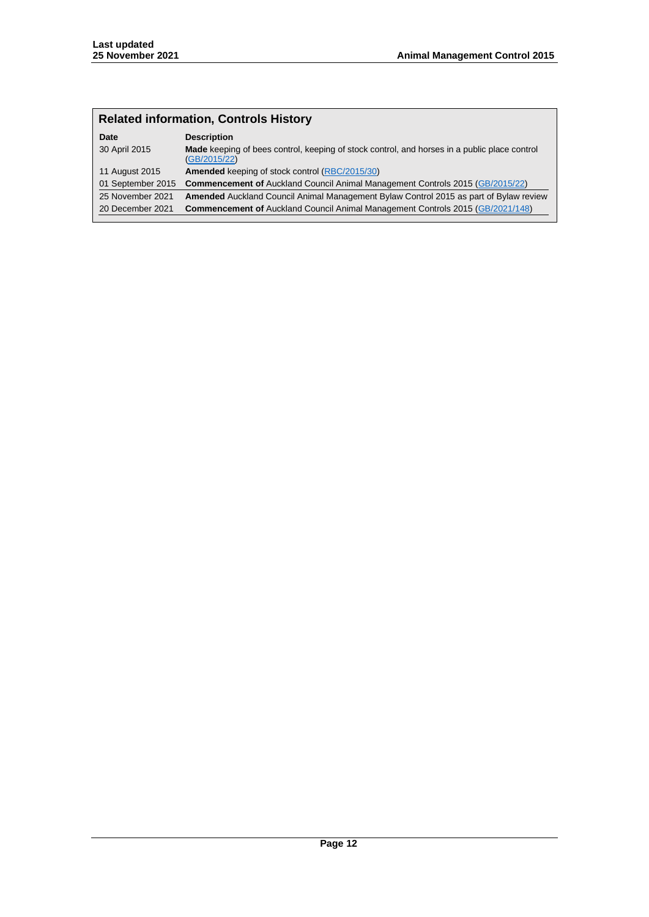## Related information, Controls History

| Date | Description |
|---|---|
| 30 April 2015 | **Made** keeping of bees control, keeping of stock control, and horses in a public place control (GB/2015/22) |
| 11 August 2015 | **Amended** keeping of stock control (RBC/2015/30) |
| 01 September 2015 | **Commencement of** Auckland Council Animal Management Controls 2015 (GB/2015/22) |
| 25 November 2021 | **Amended** Auckland Council Animal Management Bylaw Control 2015 as part of Bylaw review |
| 20 December 2021 | **Commencement of** Auckland Council Animal Management Controls 2015 (GB/2021/148) |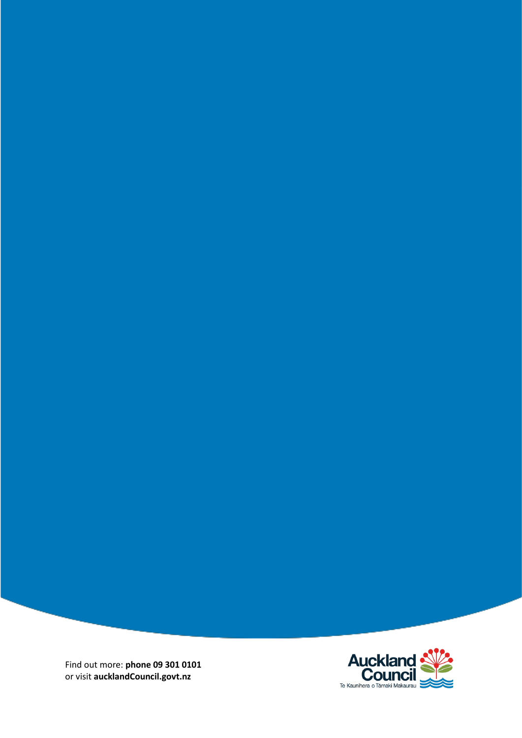Find out more: **phone 09 301 0101**
or visit **aucklandCouncil.govt.nz**

Auckland Council
Te Kaunihera o Tāmaki Makaurau